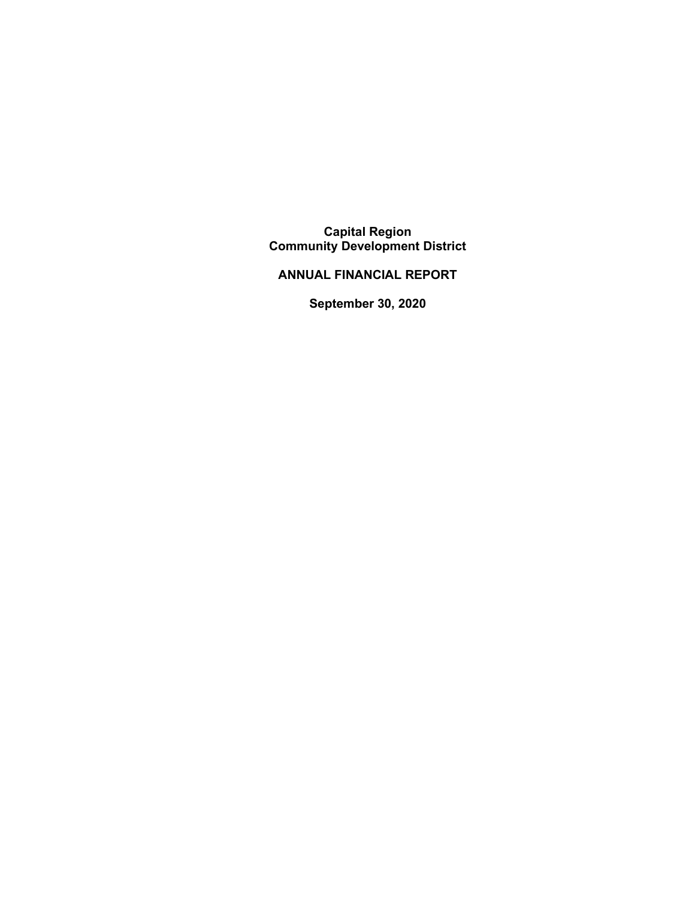# Capital Region Community Development District

## ANNUAL FINANCIAL REPORT

## September 30, 2020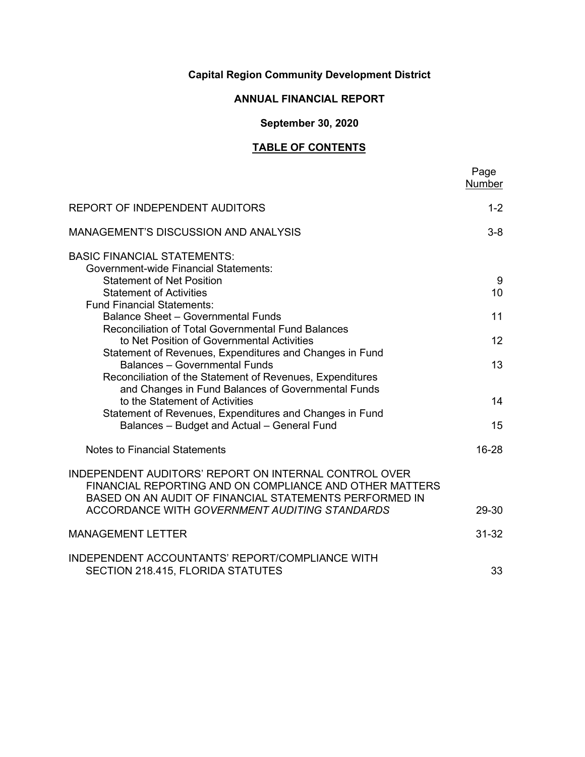**Capital Region Community Development District**

**ANNUAL FINANCIAL REPORT**

**September 30, 2020**

**TABLE OF CONTENTS**

| | Page Number |
|---|---|
| REPORT OF INDEPENDENT AUDITORS | 1-2 |
| MANAGEMENT'S DISCUSSION AND ANALYSIS | 3-8 |
| BASIC FINANCIAL STATEMENTS: | |
| Government-wide Financial Statements: | |
| Statement of Net Position | 9 |
| Statement of Activities | 10 |
| Fund Financial Statements: | |
| Balance Sheet – Governmental Funds | 11 |
| Reconciliation of Total Governmental Fund Balances to Net Position of Governmental Activities | 12 |
| Statement of Revenues, Expenditures and Changes in Fund Balances – Governmental Funds | 13 |
| Reconciliation of the Statement of Revenues, Expenditures and Changes in Fund Balances of Governmental Funds to the Statement of Activities | 14 |
| Statement of Revenues, Expenditures and Changes in Fund Balances – Budget and Actual – General Fund | 15 |
| Notes to Financial Statements | 16-28 |
| INDEPENDENT AUDITORS' REPORT ON INTERNAL CONTROL OVER FINANCIAL REPORTING AND ON COMPLIANCE AND OTHER MATTERS BASED ON AN AUDIT OF FINANCIAL STATEMENTS PERFORMED IN ACCORDANCE WITH *GOVERNMENT AUDITING STANDARDS* | 29-30 |
| MANAGEMENT LETTER | 31-32 |
| INDEPENDENT ACCOUNTANTS' REPORT/COMPLIANCE WITH SECTION 218.415, FLORIDA STATUTES | 33 |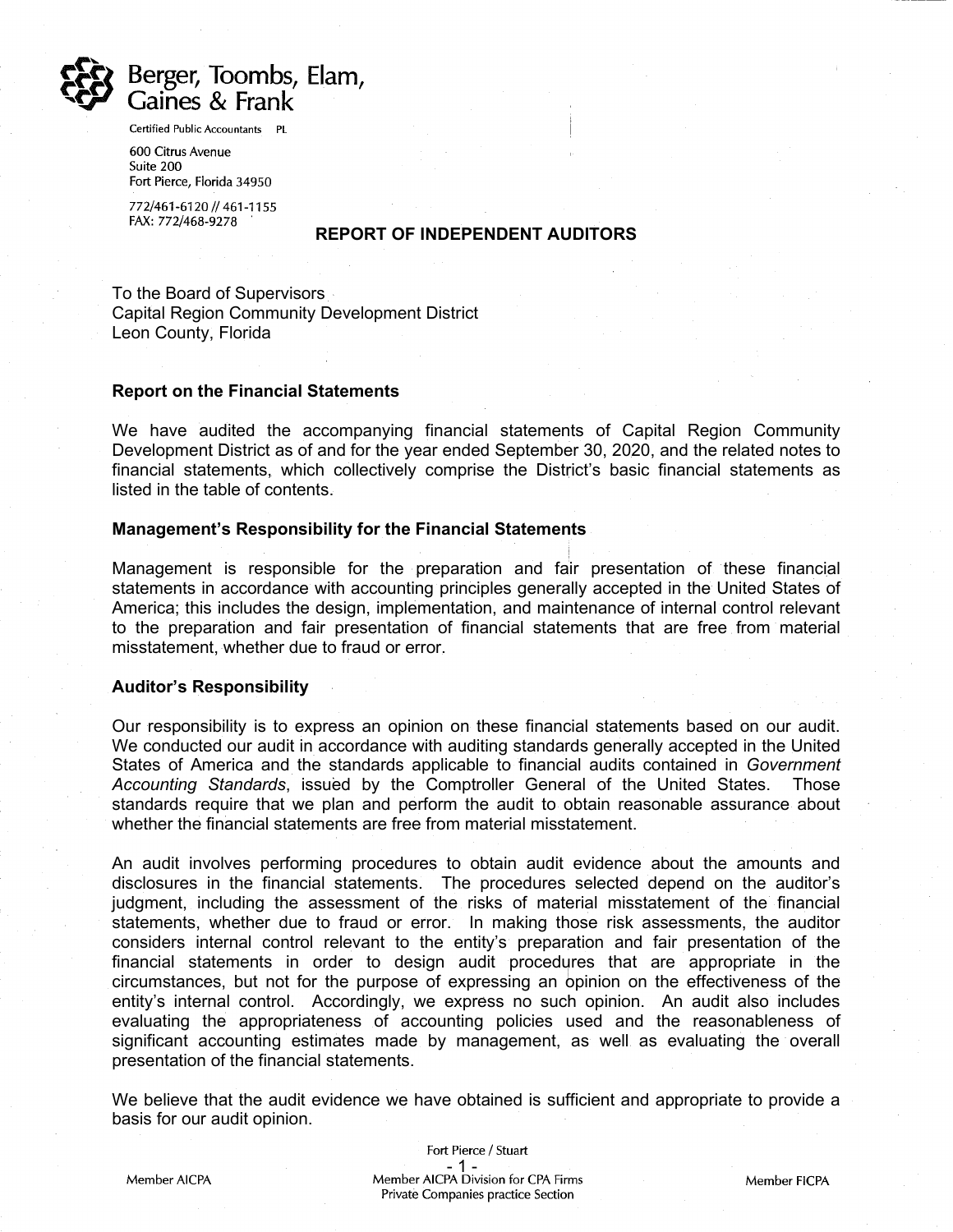# Berger, Toombs, Elam, Gaines & Frank

Certified Public Accountants PL

600 Citrus Avenue
Suite 200
Fort Pierce, Florida 34950

772/461-6120 // 461-1155
FAX: 772/468-9278

## REPORT OF INDEPENDENT AUDITORS

To the Board of Supervisors
Capital Region Community Development District
Leon County, Florida

### Report on the Financial Statements

We have audited the accompanying financial statements of Capital Region Community Development District as of and for the year ended September 30, 2020, and the related notes to financial statements, which collectively comprise the District's basic financial statements as listed in the table of contents.

### Management's Responsibility for the Financial Statements

Management is responsible for the preparation and fair presentation of these financial statements in accordance with accounting principles generally accepted in the United States of America; this includes the design, implementation, and maintenance of internal control relevant to the preparation and fair presentation of financial statements that are free from material misstatement, whether due to fraud or error.

### Auditor's Responsibility

Our responsibility is to express an opinion on these financial statements based on our audit. We conducted our audit in accordance with auditing standards generally accepted in the United States of America and the standards applicable to financial audits contained in *Government Accounting Standards*, issued by the Comptroller General of the United States. Those standards require that we plan and perform the audit to obtain reasonable assurance about whether the financial statements are free from material misstatement.

An audit involves performing procedures to obtain audit evidence about the amounts and disclosures in the financial statements. The procedures selected depend on the auditor's judgment, including the assessment of the risks of material misstatement of the financial statements, whether due to fraud or error. In making those risk assessments, the auditor considers internal control relevant to the entity's preparation and fair presentation of the financial statements in order to design audit procedures that are appropriate in the circumstances, but not for the purpose of expressing an opinion on the effectiveness of the entity's internal control. Accordingly, we express no such opinion. An audit also includes evaluating the appropriateness of accounting policies used and the reasonableness of significant accounting estimates made by management, as well as evaluating the overall presentation of the financial statements.

We believe that the audit evidence we have obtained is sufficient and appropriate to provide a basis for our audit opinion.

Fort Pierce / Stuart

Member AICPA | Member AICPA Division for CPA Firms, Private Companies practice Section | Member FICPA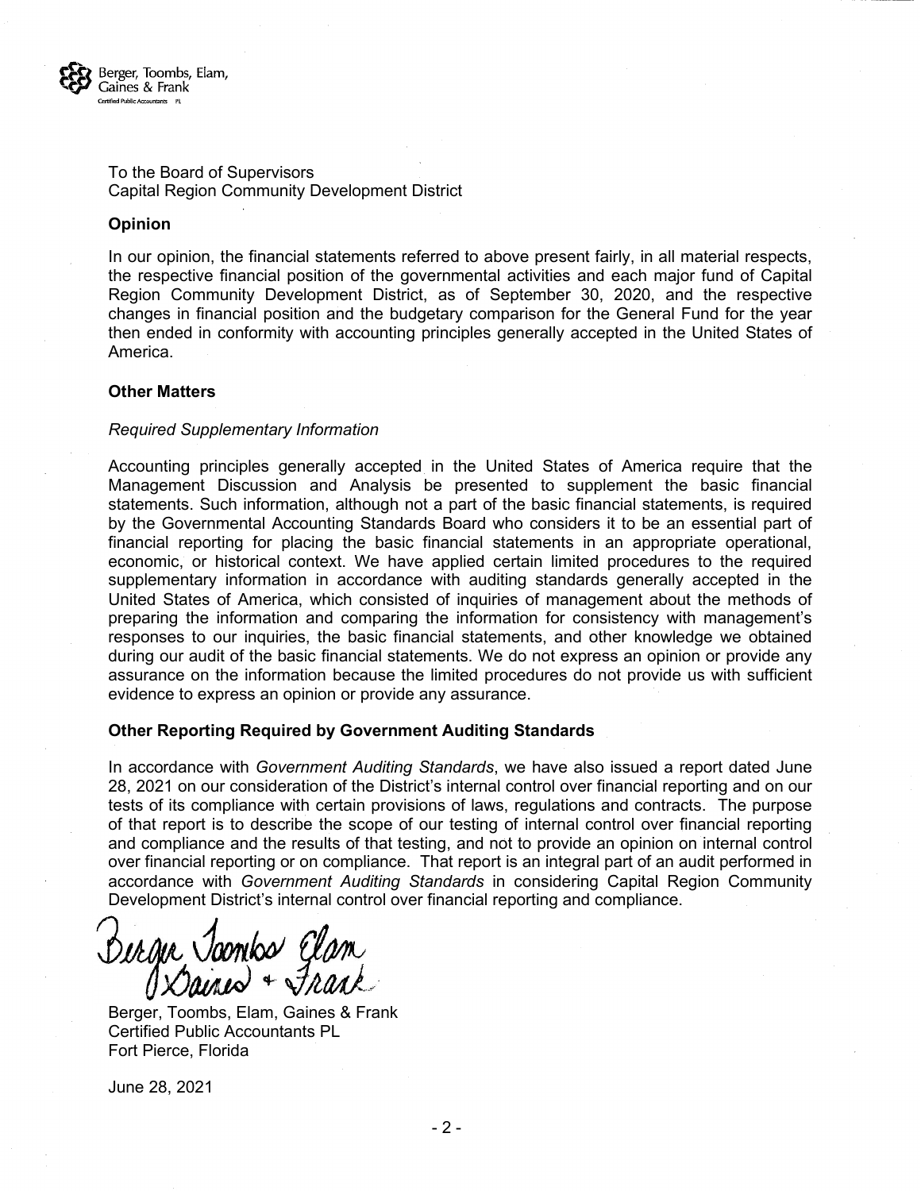Berger, Toombs, Elam, Gaines & Frank
Certified Public Accountants PL

To the Board of Supervisors
Capital Region Community Development District

**Opinion**

In our opinion, the financial statements referred to above present fairly, in all material respects, the respective financial position of the governmental activities and each major fund of Capital Region Community Development District, as of September 30, 2020, and the respective changes in financial position and the budgetary comparison for the General Fund for the year then ended in conformity with accounting principles generally accepted in the United States of America.

**Other Matters**

*Required Supplementary Information*

Accounting principles generally accepted in the United States of America require that the Management Discussion and Analysis be presented to supplement the basic financial statements. Such information, although not a part of the basic financial statements, is required by the Governmental Accounting Standards Board who considers it to be an essential part of financial reporting for placing the basic financial statements in an appropriate operational, economic, or historical context. We have applied certain limited procedures to the required supplementary information in accordance with auditing standards generally accepted in the United States of America, which consisted of inquiries of management about the methods of preparing the information and comparing the information for consistency with management's responses to our inquiries, the basic financial statements, and other knowledge we obtained during our audit of the basic financial statements. We do not express an opinion or provide any assurance on the information because the limited procedures do not provide us with sufficient evidence to express an opinion or provide any assurance.

**Other Reporting Required by Government Auditing Standards**

In accordance with *Government Auditing Standards*, we have also issued a report dated June 28, 2021 on our consideration of the District's internal control over financial reporting and on our tests of its compliance with certain provisions of laws, regulations and contracts. The purpose of that report is to describe the scope of our testing of internal control over financial reporting and compliance and the results of that testing, and not to provide an opinion on internal control over financial reporting or on compliance. That report is an integral part of an audit performed in accordance with *Government Auditing Standards* in considering Capital Region Community Development District's internal control over financial reporting and compliance.

Berger Toombs Elam Gaines + Frank

Berger, Toombs, Elam, Gaines & Frank
Certified Public Accountants PL
Fort Pierce, Florida

June 28, 2021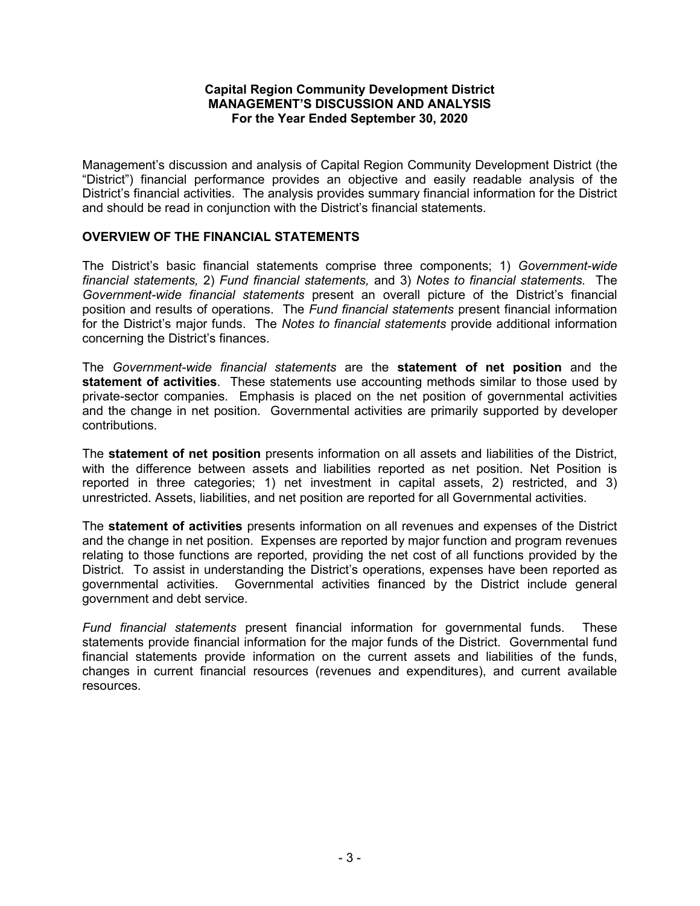**Capital Region Community Development District**
**MANAGEMENT'S DISCUSSION AND ANALYSIS**
**For the Year Ended September 30, 2020**

Management's discussion and analysis of Capital Region Community Development District (the "District") financial performance provides an objective and easily readable analysis of the District's financial activities. The analysis provides summary financial information for the District and should be read in conjunction with the District's financial statements.

## OVERVIEW OF THE FINANCIAL STATEMENTS

The District's basic financial statements comprise three components; 1) *Government-wide financial statements,* 2) *Fund financial statements,* and 3) *Notes to financial statements.* The *Government-wide financial statements* present an overall picture of the District's financial position and results of operations. The *Fund financial statements* present financial information for the District's major funds. The *Notes to financial statements* provide additional information concerning the District's finances.

The *Government-wide financial statements* are the **statement of net position** and the **statement of activities**. These statements use accounting methods similar to those used by private-sector companies. Emphasis is placed on the net position of governmental activities and the change in net position. Governmental activities are primarily supported by developer contributions.

The **statement of net position** presents information on all assets and liabilities of the District, with the difference between assets and liabilities reported as net position. Net Position is reported in three categories; 1) net investment in capital assets, 2) restricted, and 3) unrestricted. Assets, liabilities, and net position are reported for all Governmental activities.

The **statement of activities** presents information on all revenues and expenses of the District and the change in net position. Expenses are reported by major function and program revenues relating to those functions are reported, providing the net cost of all functions provided by the District. To assist in understanding the District's operations, expenses have been reported as governmental activities. Governmental activities financed by the District include general government and debt service.

*Fund financial statements* present financial information for governmental funds. These statements provide financial information for the major funds of the District. Governmental fund financial statements provide information on the current assets and liabilities of the funds, changes in current financial resources (revenues and expenditures), and current available resources.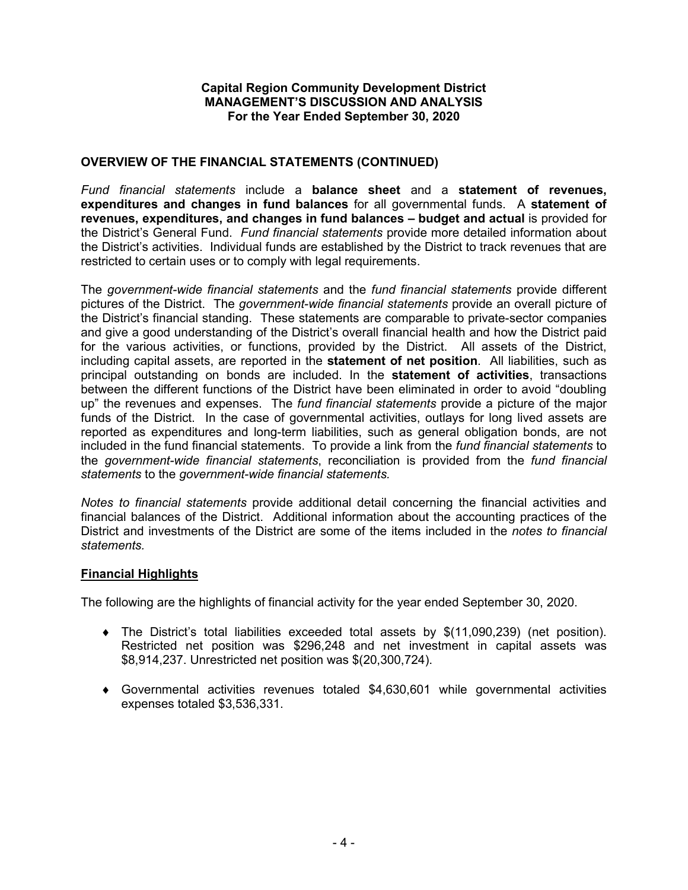**Capital Region Community Development District**
**MANAGEMENT'S DISCUSSION AND ANALYSIS**
**For the Year Ended September 30, 2020**

## OVERVIEW OF THE FINANCIAL STATEMENTS (CONTINUED)

*Fund financial statements* include a **balance sheet** and a **statement of revenues, expenditures and changes in fund balances** for all governmental funds. A **statement of revenues, expenditures, and changes in fund balances – budget and actual** is provided for the District's General Fund. *Fund financial statements* provide more detailed information about the District's activities. Individual funds are established by the District to track revenues that are restricted to certain uses or to comply with legal requirements.

The *government-wide financial statements* and the *fund financial statements* provide different pictures of the District. The *government-wide financial statements* provide an overall picture of the District's financial standing. These statements are comparable to private-sector companies and give a good understanding of the District's overall financial health and how the District paid for the various activities, or functions, provided by the District. All assets of the District, including capital assets, are reported in the **statement of net position**. All liabilities, such as principal outstanding on bonds are included. In the **statement of activities**, transactions between the different functions of the District have been eliminated in order to avoid "doubling up" the revenues and expenses. The *fund financial statements* provide a picture of the major funds of the District. In the case of governmental activities, outlays for long lived assets are reported as expenditures and long-term liabilities, such as general obligation bonds, are not included in the fund financial statements. To provide a link from the *fund financial statements* to the *government-wide financial statements*, reconciliation is provided from the *fund financial statements* to the *government-wide financial statements.*

*Notes to financial statements* provide additional detail concerning the financial activities and financial balances of the District. Additional information about the accounting practices of the District and investments of the District are some of the items included in the *notes to financial statements.*

### Financial Highlights

The following are the highlights of financial activity for the year ended September 30, 2020.

- The District's total liabilities exceeded total assets by $(11,090,239) (net position). Restricted net position was $296,248 and net investment in capital assets was $8,914,237. Unrestricted net position was $(20,300,724).

- Governmental activities revenues totaled $4,630,601 while governmental activities expenses totaled $3,536,331.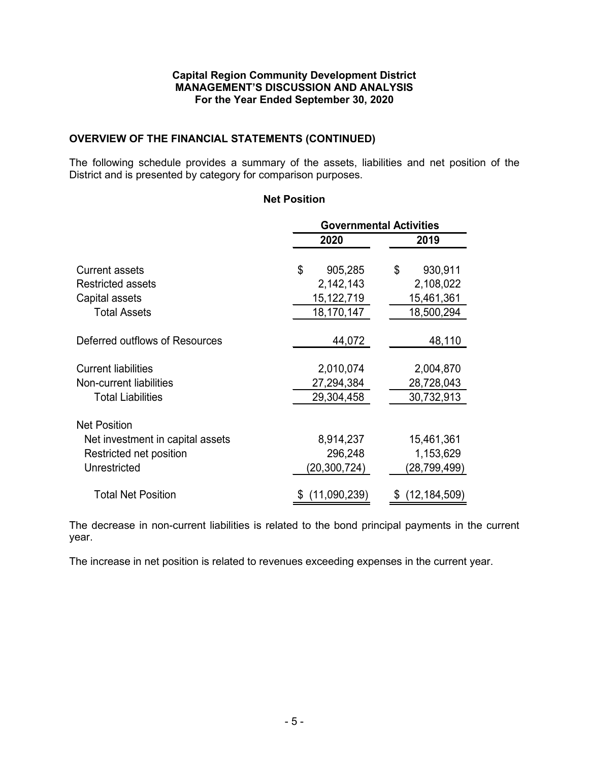**Capital Region Community Development District**
**MANAGEMENT'S DISCUSSION AND ANALYSIS**
**For the Year Ended September 30, 2020**

## OVERVIEW OF THE FINANCIAL STATEMENTS (CONTINUED)

The following schedule provides a summary of the assets, liabilities and net position of the District and is presented by category for comparison purposes.

### Net Position

| | Governmental Activities | |
|---|---|---|
| | **2020** | **2019** |
| Current assets | $ 905,285 | $ 930,911 |
| Restricted assets | 2,142,143 | 2,108,022 |
| Capital assets | 15,122,719 | 15,461,361 |
| Total Assets | 18,170,147 | 18,500,294 |
| Deferred outflows of Resources | 44,072 | 48,110 |
| Current liabilities | 2,010,074 | 2,004,870 |
| Non-current liabilities | 27,294,384 | 28,728,043 |
| Total Liabilities | 29,304,458 | 30,732,913 |
| Net Position | | |
| Net investment in capital assets | 8,914,237 | 15,461,361 |
| Restricted net position | 296,248 | 1,153,629 |
| Unrestricted | (20,300,724) | (28,799,499) |
| Total Net Position | $ (11,090,239) | $ (12,184,509) |

The decrease in non-current liabilities is related to the bond principal payments in the current year.

The increase in net position is related to revenues exceeding expenses in the current year.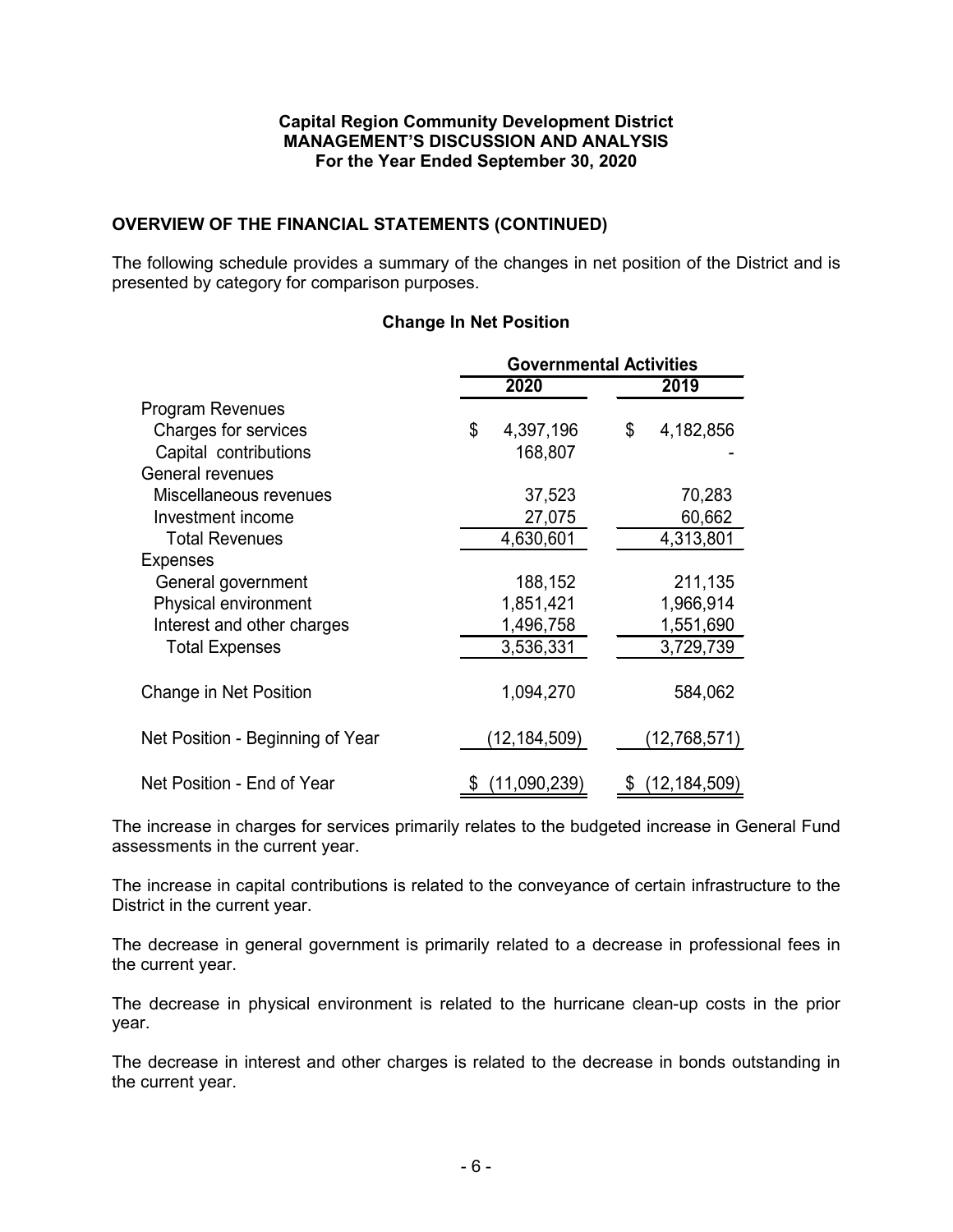**Capital Region Community Development District**
**MANAGEMENT'S DISCUSSION AND ANALYSIS**
**For the Year Ended September 30, 2020**

## OVERVIEW OF THE FINANCIAL STATEMENTS (CONTINUED)

The following schedule provides a summary of the changes in net position of the District and is presented by category for comparison purposes.

### Change In Net Position

| | Governmental Activities | |
|---|---|---|
| | 2020 | 2019 |
| Program Revenues | | |
| Charges for services | $ 4,397,196 | $ 4,182,856 |
| Capital contributions | 168,807 | - |
| General revenues | | |
| Miscellaneous revenues | 37,523 | 70,283 |
| Investment income | 27,075 | 60,662 |
| Total Revenues | 4,630,601 | 4,313,801 |
| Expenses | | |
| General government | 188,152 | 211,135 |
| Physical environment | 1,851,421 | 1,966,914 |
| Interest and other charges | 1,496,758 | 1,551,690 |
| Total Expenses | 3,536,331 | 3,729,739 |
| Change in Net Position | 1,094,270 | 584,062 |
| Net Position - Beginning of Year | (12,184,509) | (12,768,571) |
| Net Position - End of Year | $ (11,090,239) | $ (12,184,509) |

The increase in charges for services primarily relates to the budgeted increase in General Fund assessments in the current year.

The increase in capital contributions is related to the conveyance of certain infrastructure to the District in the current year.

The decrease in general government is primarily related to a decrease in professional fees in the current year.

The decrease in physical environment is related to the hurricane clean-up costs in the prior year.

The decrease in interest and other charges is related to the decrease in bonds outstanding in the current year.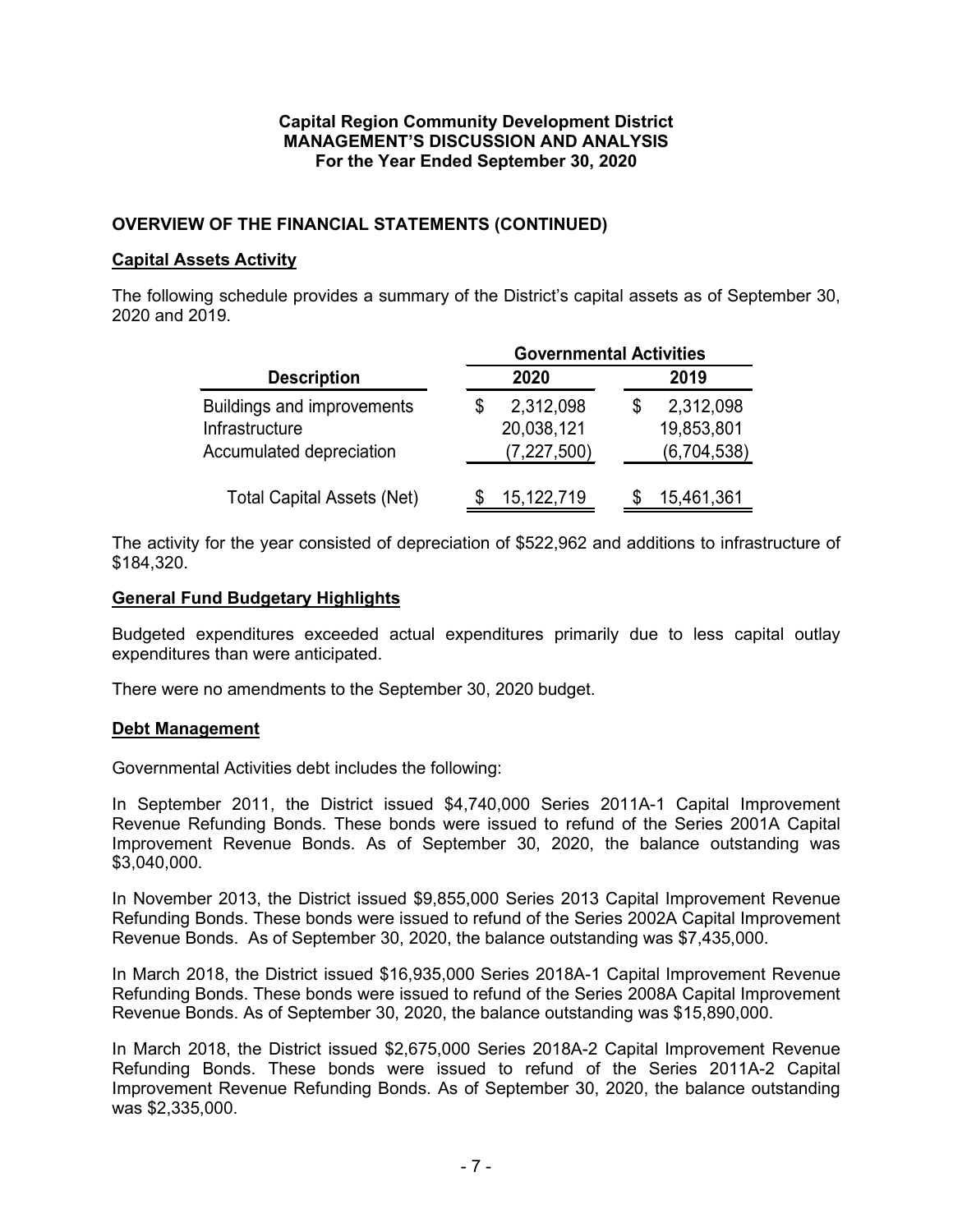**Capital Region Community Development District**
**MANAGEMENT'S DISCUSSION AND ANALYSIS**
**For the Year Ended September 30, 2020**

## OVERVIEW OF THE FINANCIAL STATEMENTS (CONTINUED)

### Capital Assets Activity

The following schedule provides a summary of the District's capital assets as of September 30, 2020 and 2019.

| | Governmental Activities | |
|---|---|---|
| **Description** | **2020** | **2019** |
| Buildings and improvements | $ 2,312,098 | $ 2,312,098 |
| Infrastructure | 20,038,121 | 19,853,801 |
| Accumulated depreciation | (7,227,500) | (6,704,538) |
| Total Capital Assets (Net) | $ 15,122,719 | $ 15,461,361 |

The activity for the year consisted of depreciation of $522,962 and additions to infrastructure of $184,320.

### General Fund Budgetary Highlights

Budgeted expenditures exceeded actual expenditures primarily due to less capital outlay expenditures than were anticipated.

There were no amendments to the September 30, 2020 budget.

### Debt Management

Governmental Activities debt includes the following:

In September 2011, the District issued $4,740,000 Series 2011A-1 Capital Improvement Revenue Refunding Bonds. These bonds were issued to refund of the Series 2001A Capital Improvement Revenue Bonds. As of September 30, 2020, the balance outstanding was $3,040,000.

In November 2013, the District issued $9,855,000 Series 2013 Capital Improvement Revenue Refunding Bonds. These bonds were issued to refund of the Series 2002A Capital Improvement Revenue Bonds. As of September 30, 2020, the balance outstanding was $7,435,000.

In March 2018, the District issued $16,935,000 Series 2018A-1 Capital Improvement Revenue Refunding Bonds. These bonds were issued to refund of the Series 2008A Capital Improvement Revenue Bonds. As of September 30, 2020, the balance outstanding was $15,890,000.

In March 2018, the District issued $2,675,000 Series 2018A-2 Capital Improvement Revenue Refunding Bonds. These bonds were issued to refund of the Series 2011A-2 Capital Improvement Revenue Refunding Bonds. As of September 30, 2020, the balance outstanding was $2,335,000.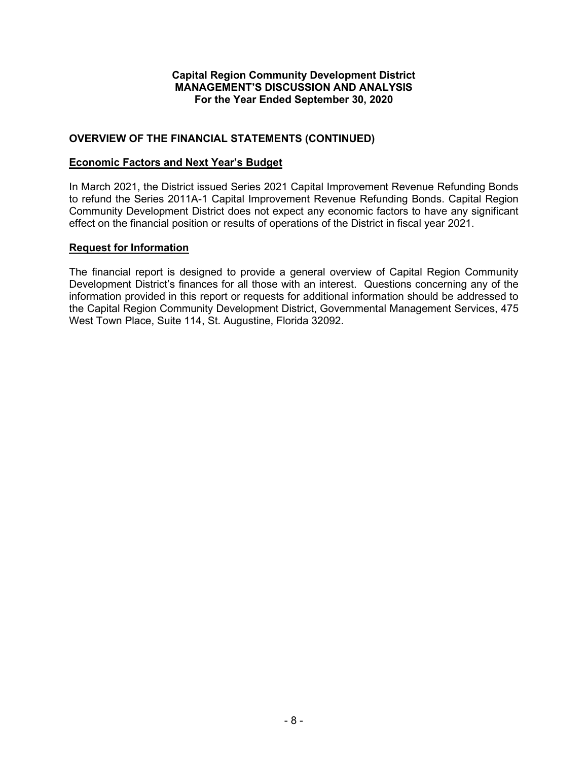**Capital Region Community Development District**
**MANAGEMENT'S DISCUSSION AND ANALYSIS**
**For the Year Ended September 30, 2020**

## OVERVIEW OF THE FINANCIAL STATEMENTS (CONTINUED)

### Economic Factors and Next Year's Budget

In March 2021, the District issued Series 2021 Capital Improvement Revenue Refunding Bonds to refund the Series 2011A-1 Capital Improvement Revenue Refunding Bonds. Capital Region Community Development District does not expect any economic factors to have any significant effect on the financial position or results of operations of the District in fiscal year 2021.

### Request for Information

The financial report is designed to provide a general overview of Capital Region Community Development District's finances for all those with an interest. Questions concerning any of the information provided in this report or requests for additional information should be addressed to the Capital Region Community Development District, Governmental Management Services, 475 West Town Place, Suite 114, St. Augustine, Florida 32092.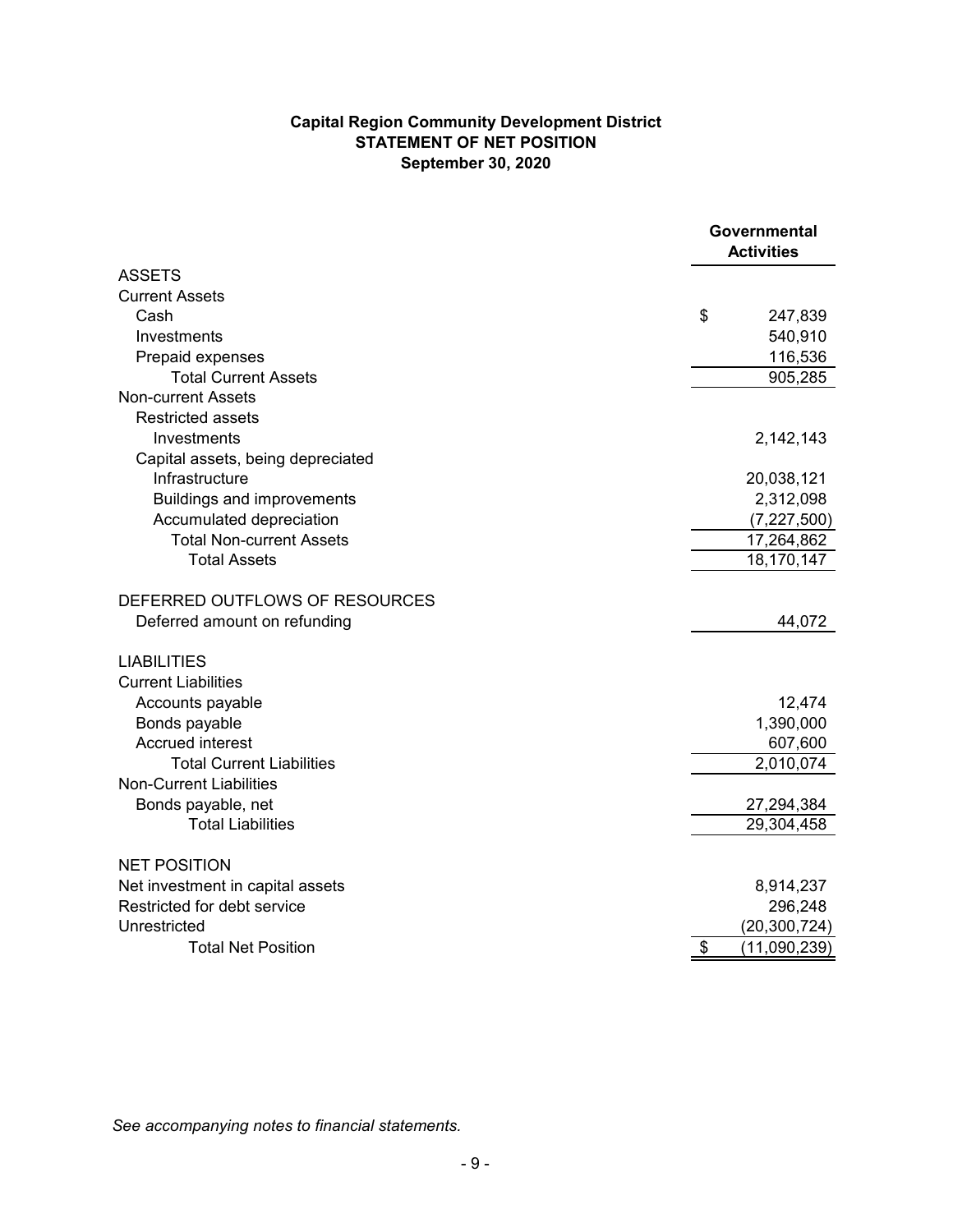**Capital Region Community Development District**
**STATEMENT OF NET POSITION**
**September 30, 2020**

| | Governmental Activities |
|---|---|
| ASSETS | |
| Current Assets | |
| Cash | $ 247,839 |
| Investments | 540,910 |
| Prepaid expenses | 116,536 |
| Total Current Assets | 905,285 |
| Non-current Assets | |
| Restricted assets | |
| Investments | 2,142,143 |
| Capital assets, being depreciated | |
| Infrastructure | 20,038,121 |
| Buildings and improvements | 2,312,098 |
| Accumulated depreciation | (7,227,500) |
| Total Non-current Assets | 17,264,862 |
| Total Assets | 18,170,147 |
| | |
| DEFERRED OUTFLOWS OF RESOURCES | |
| Deferred amount on refunding | 44,072 |
| | |
| LIABILITIES | |
| Current Liabilities | |
| Accounts payable | 12,474 |
| Bonds payable | 1,390,000 |
| Accrued interest | 607,600 |
| Total Current Liabilities | 2,010,074 |
| Non-Current Liabilities | |
| Bonds payable, net | 27,294,384 |
| Total Liabilities | 29,304,458 |
| | |
| NET POSITION | |
| Net investment in capital assets | 8,914,237 |
| Restricted for debt service | 296,248 |
| Unrestricted | (20,300,724) |
| Total Net Position | $ (11,090,239) |

*See accompanying notes to financial statements.*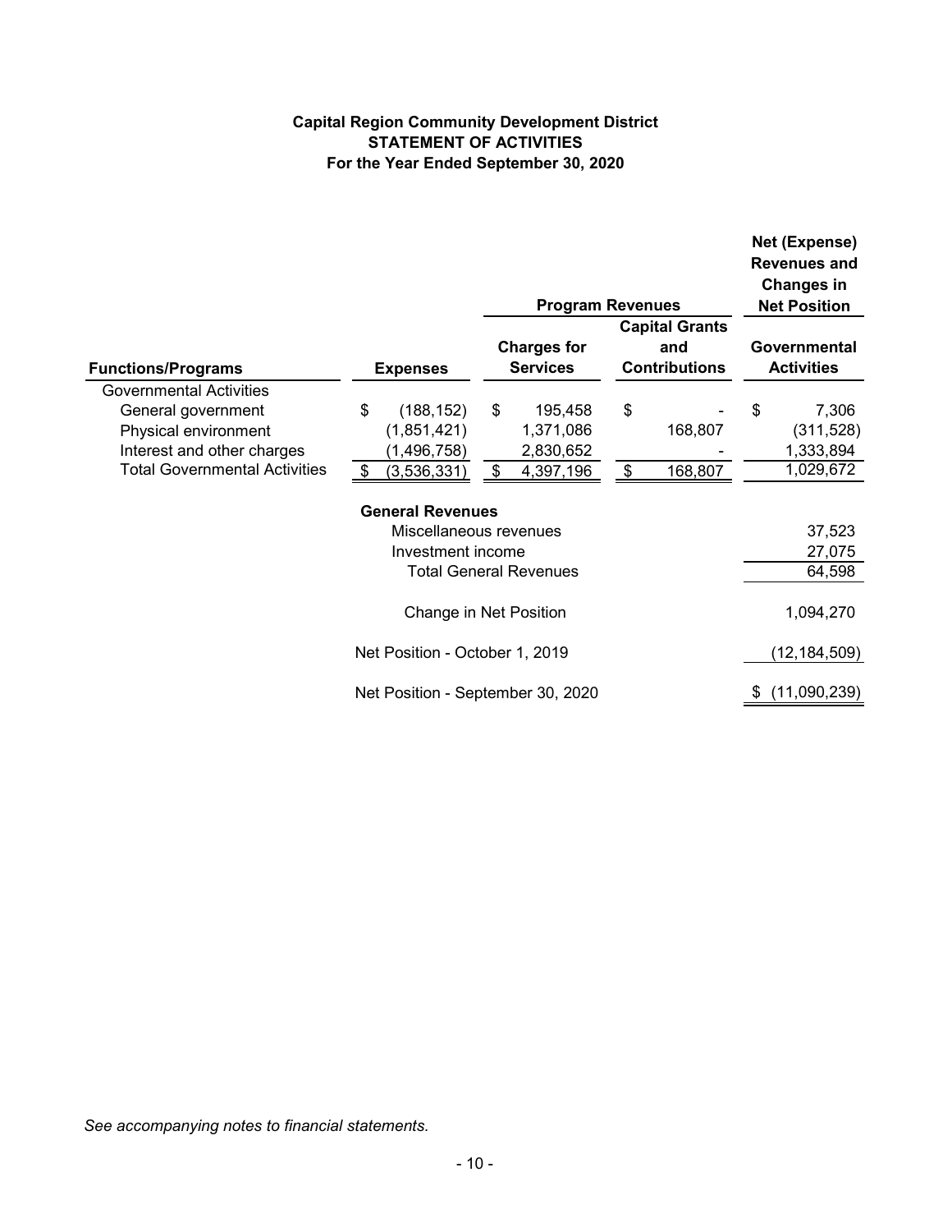**Capital Region Community Development District**
**STATEMENT OF ACTIVITIES**
**For the Year Ended September 30, 2020**

| | | Program Revenues | | Net (Expense) Revenues and Changes in Net Position |
|---|---|---|---|---|
| **Functions/Programs** | **Expenses** | **Charges for Services** | **Capital Grants and Contributions** | **Governmental Activities** |
| Governmental Activities | | | | |
| General government | $ (188,152) | $ 195,458 | $ - | $ 7,306 |
| Physical environment | (1,851,421) | 1,371,086 | 168,807 | (311,528) |
| Interest and other charges | (1,496,758) | 2,830,652 | - | 1,333,894 |
| Total Governmental Activities | $ (3,536,331) | $ 4,397,196 | $ 168,807 | 1,029,672 |
| | **General Revenues** | | | |
| | Miscellaneous revenues | | | 37,523 |
| | Investment income | | | 27,075 |
| | Total General Revenues | | | 64,598 |
| | Change in Net Position | | | 1,094,270 |
| | Net Position - October 1, 2019 | | | (12,184,509) |
| | Net Position - September 30, 2020 | | | $ (11,090,239) |

*See accompanying notes to financial statements.*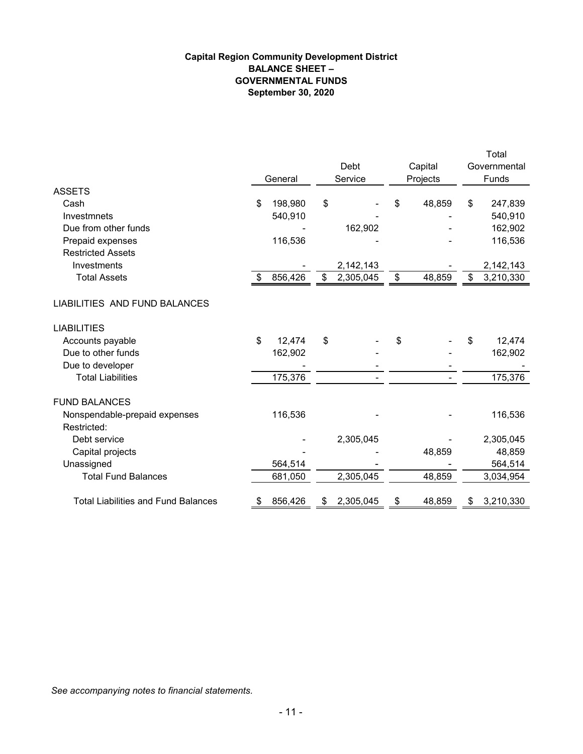**Capital Region Community Development District**
**BALANCE SHEET –**
**GOVERNMENTAL FUNDS**
**September 30, 2020**

| | General | Debt Service | Capital Projects | Total Governmental Funds |
|---|---|---|---|---|
| ASSETS | | | | |
| Cash | $ 198,980 | $ - | $ 48,859 | $ 247,839 |
| Investmnets | 540,910 | - | - | 540,910 |
| Due from other funds | - | 162,902 | - | 162,902 |
| Prepaid expenses | 116,536 | - | - | 116,536 |
| Restricted Assets | | | | |
| Investments | - | 2,142,143 | - | 2,142,143 |
| Total Assets | $ 856,426 | $ 2,305,045 | $ 48,859 | $ 3,210,330 |
| LIABILITIES AND FUND BALANCES | | | | |
| LIABILITIES | | | | |
| Accounts payable | $ 12,474 | $ - | $ - | $ 12,474 |
| Due to other funds | 162,902 | - | - | 162,902 |
| Due to developer | - | - | - | - |
| Total Liabilities | 175,376 | - | - | 175,376 |
| FUND BALANCES | | | | |
| Nonspendable-prepaid expenses | 116,536 | - | - | 116,536 |
| Restricted: | | | | |
| Debt service | - | 2,305,045 | - | 2,305,045 |
| Capital projects | - | - | 48,859 | 48,859 |
| Unassigned | 564,514 | - | - | 564,514 |
| Total Fund Balances | 681,050 | 2,305,045 | 48,859 | 3,034,954 |
| Total Liabilities and Fund Balances | $ 856,426 | $ 2,305,045 | $ 48,859 | $ 3,210,330 |

*See accompanying notes to financial statements.*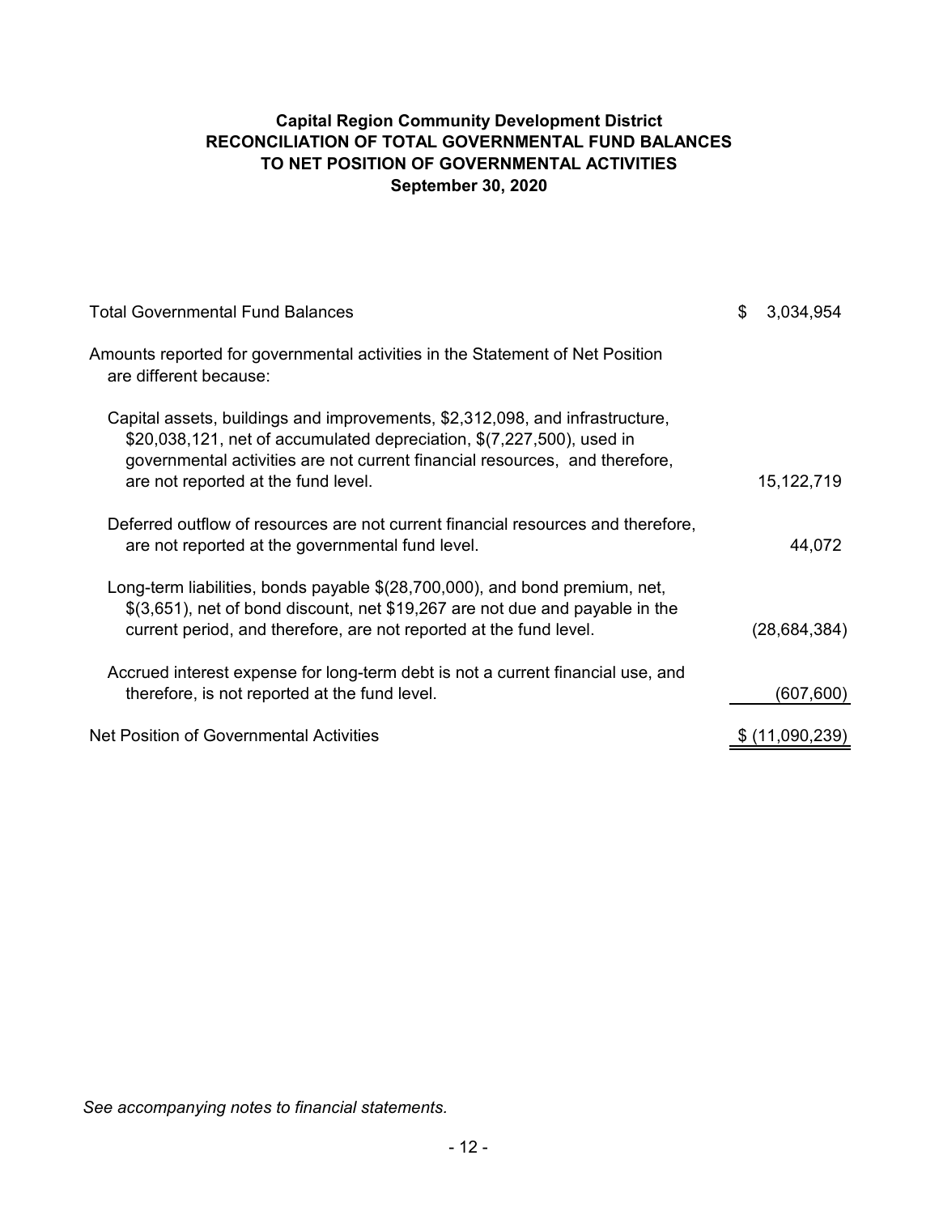**Capital Region Community Development District**
**RECONCILIATION OF TOTAL GOVERNMENTAL FUND BALANCES**
**TO NET POSITION OF GOVERNMENTAL ACTIVITIES**
**September 30, 2020**

| | |
|---|---|
| Total Governmental Fund Balances | $ 3,034,954 |
| Amounts reported for governmental activities in the Statement of Net Position are different because: | |
| Capital assets, buildings and improvements, $2,312,098, and infrastructure, $20,038,121, net of accumulated depreciation, $(7,227,500), used in governmental activities are not current financial resources, and therefore, are not reported at the fund level. | 15,122,719 |
| Deferred outflow of resources are not current financial resources and therefore, are not reported at the governmental fund level. | 44,072 |
| Long-term liabilities, bonds payable $(28,700,000), and bond premium, net, $(3,651), net of bond discount, net $19,267 are not due and payable in the current period, and therefore, are not reported at the fund level. | (28,684,384) |
| Accrued interest expense for long-term debt is not a current financial use, and therefore, is not reported at the fund level. | (607,600) |
| Net Position of Governmental Activities | $ (11,090,239) |

*See accompanying notes to financial statements.*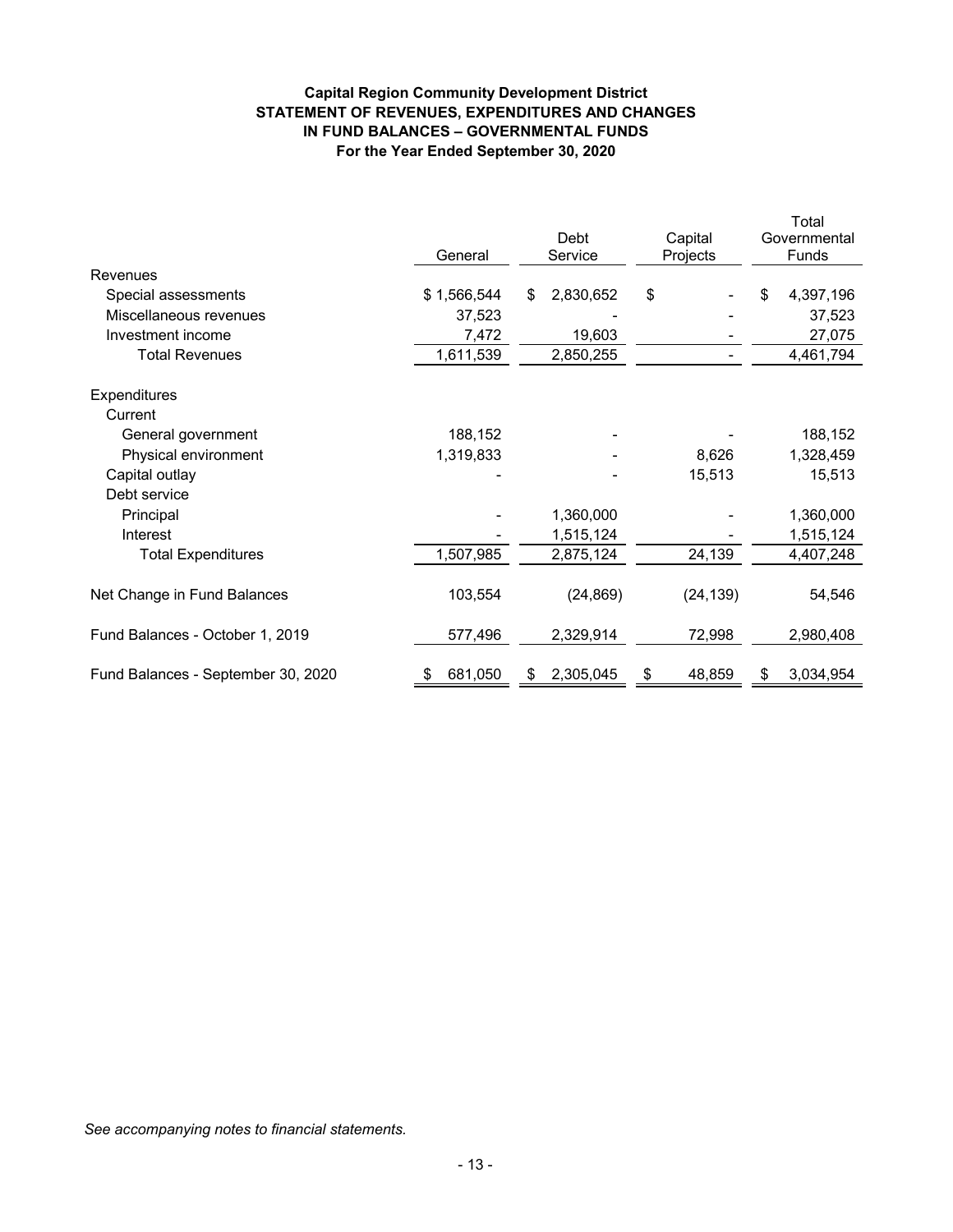**Capital Region Community Development District**
**STATEMENT OF REVENUES, EXPENDITURES AND CHANGES IN FUND BALANCES – GOVERNMENTAL FUNDS**
**For the Year Ended September 30, 2020**

| | General | Debt Service | Capital Projects | Total Governmental Funds |
|---|---|---|---|---|
| Revenues | | | | |
| Special assessments | $ 1,566,544 | $ 2,830,652 | $ - | $ 4,397,196 |
| Miscellaneous revenues | 37,523 | - | - | 37,523 |
| Investment income | 7,472 | 19,603 | - | 27,075 |
| Total Revenues | 1,611,539 | 2,850,255 | - | 4,461,794 |
| Expenditures | | | | |
| Current | | | | |
| General government | 188,152 | - | - | 188,152 |
| Physical environment | 1,319,833 | - | 8,626 | 1,328,459 |
| Capital outlay | - | - | 15,513 | 15,513 |
| Debt service | | | | |
| Principal | - | 1,360,000 | - | 1,360,000 |
| Interest | - | 1,515,124 | - | 1,515,124 |
| Total Expenditures | 1,507,985 | 2,875,124 | 24,139 | 4,407,248 |
| Net Change in Fund Balances | 103,554 | (24,869) | (24,139) | 54,546 |
| Fund Balances - October 1, 2019 | 577,496 | 2,329,914 | 72,998 | 2,980,408 |
| Fund Balances - September 30, 2020 | $ 681,050 | $ 2,305,045 | $ 48,859 | $ 3,034,954 |

*See accompanying notes to financial statements.*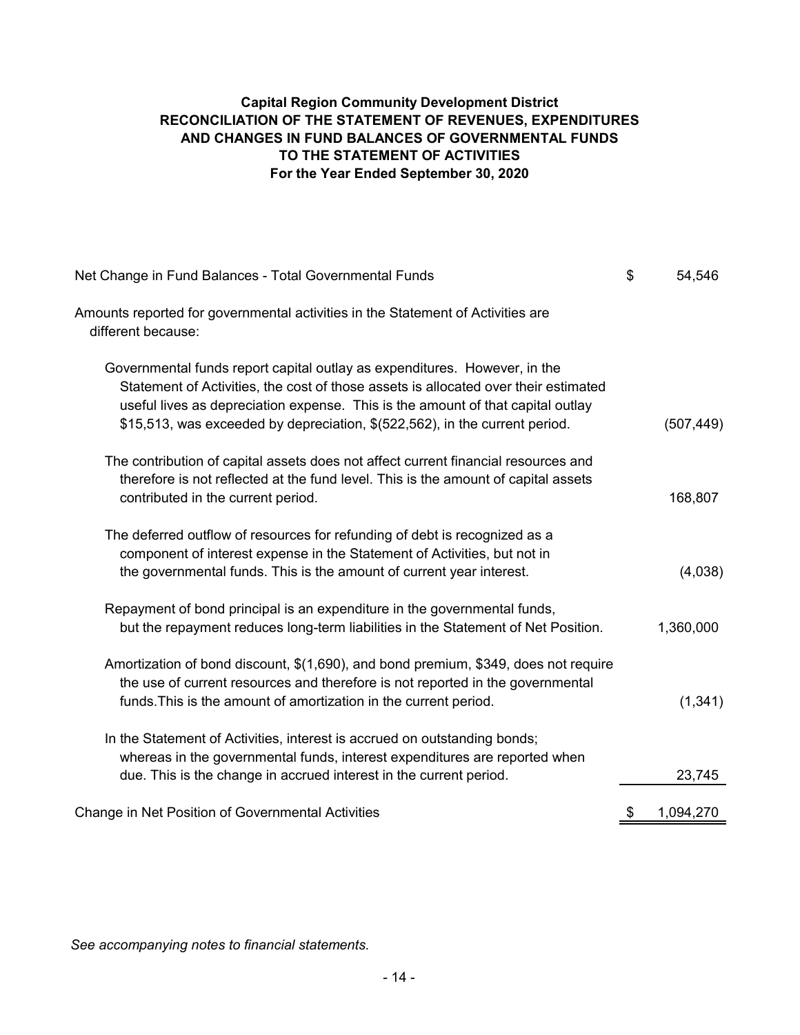**Capital Region Community Development District**
**RECONCILIATION OF THE STATEMENT OF REVENUES, EXPENDITURES AND CHANGES IN FUND BALANCES OF GOVERNMENTAL FUNDS TO THE STATEMENT OF ACTIVITIES**
**For the Year Ended September 30, 2020**

| | | |
|---|---|---|
| Net Change in Fund Balances - Total Governmental Funds | $ | 54,546 |
| Amounts reported for governmental activities in the Statement of Activities are different because: | | |
| Governmental funds report capital outlay as expenditures. However, in the Statement of Activities, the cost of those assets is allocated over their estimated useful lives as depreciation expense. This is the amount of that capital outlay $15,513, was exceeded by depreciation, $(522,562), in the current period. | | (507,449) |
| The contribution of capital assets does not affect current financial resources and therefore is not reflected at the fund level. This is the amount of capital assets contributed in the current period. | | 168,807 |
| The deferred outflow of resources for refunding of debt is recognized as a component of interest expense in the Statement of Activities, but not in the governmental funds. This is the amount of current year interest. | | (4,038) |
| Repayment of bond principal is an expenditure in the governmental funds, but the repayment reduces long-term liabilities in the Statement of Net Position. | | 1,360,000 |
| Amortization of bond discount, $(1,690), and bond premium, $349, does not require the use of current resources and therefore is not reported in the governmental funds.This is the amount of amortization in the current period. | | (1,341) |
| In the Statement of Activities, interest is accrued on outstanding bonds; whereas in the governmental funds, interest expenditures are reported when due. This is the change in accrued interest in the current period. | | 23,745 |
| Change in Net Position of Governmental Activities | $ | 1,094,270 |

*See accompanying notes to financial statements.*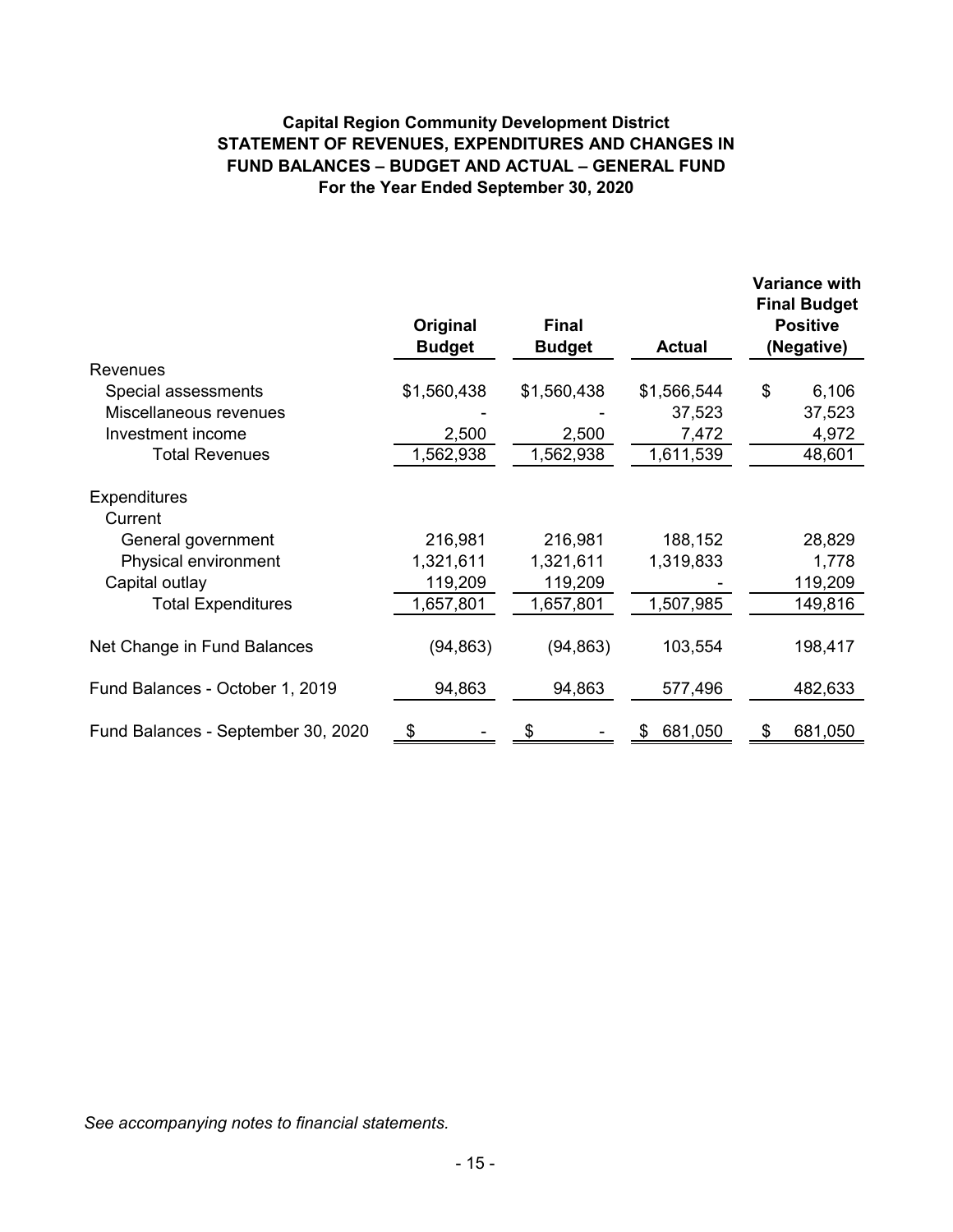**Capital Region Community Development District**
**STATEMENT OF REVENUES, EXPENDITURES AND CHANGES IN FUND BALANCES – BUDGET AND ACTUAL – GENERAL FUND**
**For the Year Ended September 30, 2020**

| | Original Budget | Final Budget | Actual | Variance with Final Budget Positive (Negative) |
|---|---|---|---|---|
| Revenues | | | | |
| Special assessments | $1,560,438 | $1,560,438 | $1,566,544 | $ 6,106 |
| Miscellaneous revenues | - | - | 37,523 | 37,523 |
| Investment income | 2,500 | 2,500 | 7,472 | 4,972 |
| Total Revenues | 1,562,938 | 1,562,938 | 1,611,539 | 48,601 |
| Expenditures | | | | |
| Current | | | | |
| General government | 216,981 | 216,981 | 188,152 | 28,829 |
| Physical environment | 1,321,611 | 1,321,611 | 1,319,833 | 1,778 |
| Capital outlay | 119,209 | 119,209 | - | 119,209 |
| Total Expenditures | 1,657,801 | 1,657,801 | 1,507,985 | 149,816 |
| Net Change in Fund Balances | (94,863) | (94,863) | 103,554 | 198,417 |
| Fund Balances - October 1, 2019 | 94,863 | 94,863 | 577,496 | 482,633 |
| Fund Balances - September 30, 2020 | $ - | $ - | $ 681,050 | $ 681,050 |

*See accompanying notes to financial statements.*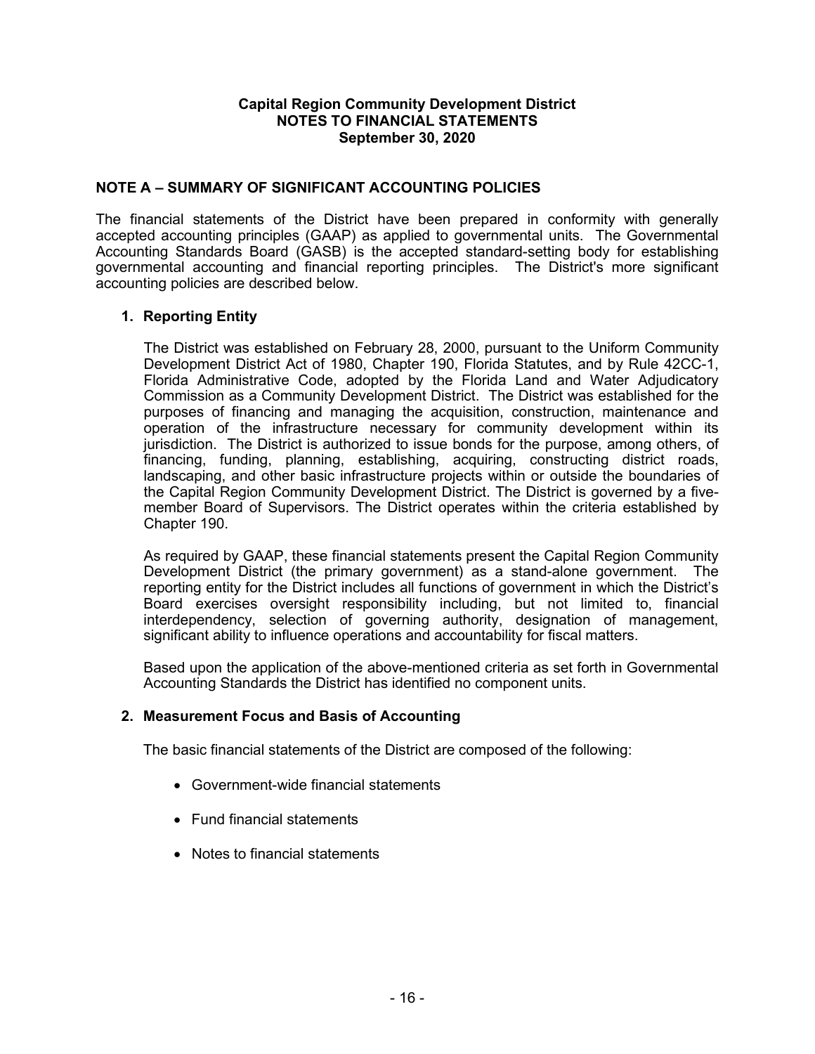**Capital Region Community Development District**
**NOTES TO FINANCIAL STATEMENTS**
**September 30, 2020**

## NOTE A – SUMMARY OF SIGNIFICANT ACCOUNTING POLICIES

The financial statements of the District have been prepared in conformity with generally accepted accounting principles (GAAP) as applied to governmental units. The Governmental Accounting Standards Board (GASB) is the accepted standard-setting body for establishing governmental accounting and financial reporting principles. The District's more significant accounting policies are described below.

### 1. Reporting Entity

The District was established on February 28, 2000, pursuant to the Uniform Community Development District Act of 1980, Chapter 190, Florida Statutes, and by Rule 42CC-1, Florida Administrative Code, adopted by the Florida Land and Water Adjudicatory Commission as a Community Development District. The District was established for the purposes of financing and managing the acquisition, construction, maintenance and operation of the infrastructure necessary for community development within its jurisdiction. The District is authorized to issue bonds for the purpose, among others, of financing, funding, planning, establishing, acquiring, constructing district roads, landscaping, and other basic infrastructure projects within or outside the boundaries of the Capital Region Community Development District. The District is governed by a five-member Board of Supervisors. The District operates within the criteria established by Chapter 190.

As required by GAAP, these financial statements present the Capital Region Community Development District (the primary government) as a stand-alone government. The reporting entity for the District includes all functions of government in which the District's Board exercises oversight responsibility including, but not limited to, financial interdependency, selection of governing authority, designation of management, significant ability to influence operations and accountability for fiscal matters.

Based upon the application of the above-mentioned criteria as set forth in Governmental Accounting Standards the District has identified no component units.

### 2. Measurement Focus and Basis of Accounting

The basic financial statements of the District are composed of the following:

- Government-wide financial statements
- Fund financial statements
- Notes to financial statements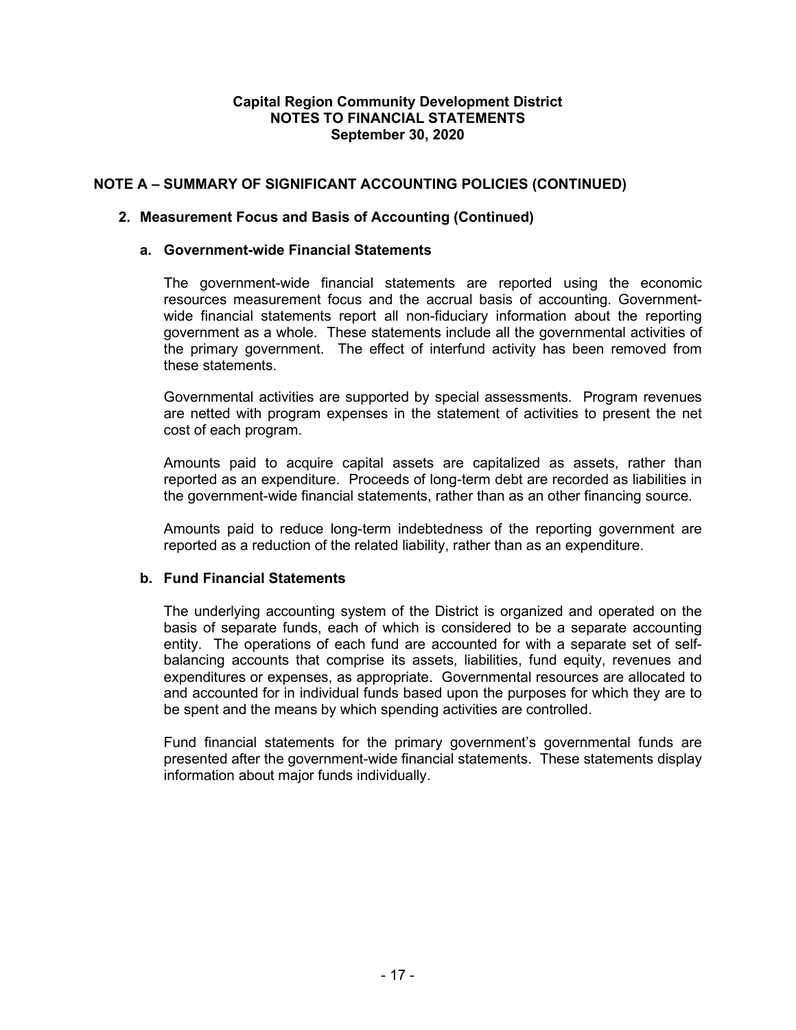# Capital Region Community Development District
## NOTES TO FINANCIAL STATEMENTS
### September 30, 2020

## NOTE A – SUMMARY OF SIGNIFICANT ACCOUNTING POLICIES (CONTINUED)

### 2. Measurement Focus and Basis of Accounting (Continued)

#### a. Government-wide Financial Statements

The government-wide financial statements are reported using the economic resources measurement focus and the accrual basis of accounting. Government-wide financial statements report all non-fiduciary information about the reporting government as a whole. These statements include all the governmental activities of the primary government. The effect of interfund activity has been removed from these statements.

Governmental activities are supported by special assessments. Program revenues are netted with program expenses in the statement of activities to present the net cost of each program.

Amounts paid to acquire capital assets are capitalized as assets, rather than reported as an expenditure. Proceeds of long-term debt are recorded as liabilities in the government-wide financial statements, rather than as an other financing source.

Amounts paid to reduce long-term indebtedness of the reporting government are reported as a reduction of the related liability, rather than as an expenditure.

#### b. Fund Financial Statements

The underlying accounting system of the District is organized and operated on the basis of separate funds, each of which is considered to be a separate accounting entity. The operations of each fund are accounted for with a separate set of self-balancing accounts that comprise its assets, liabilities, fund equity, revenues and expenditures or expenses, as appropriate. Governmental resources are allocated to and accounted for in individual funds based upon the purposes for which they are to be spent and the means by which spending activities are controlled.

Fund financial statements for the primary government's governmental funds are presented after the government-wide financial statements. These statements display information about major funds individually.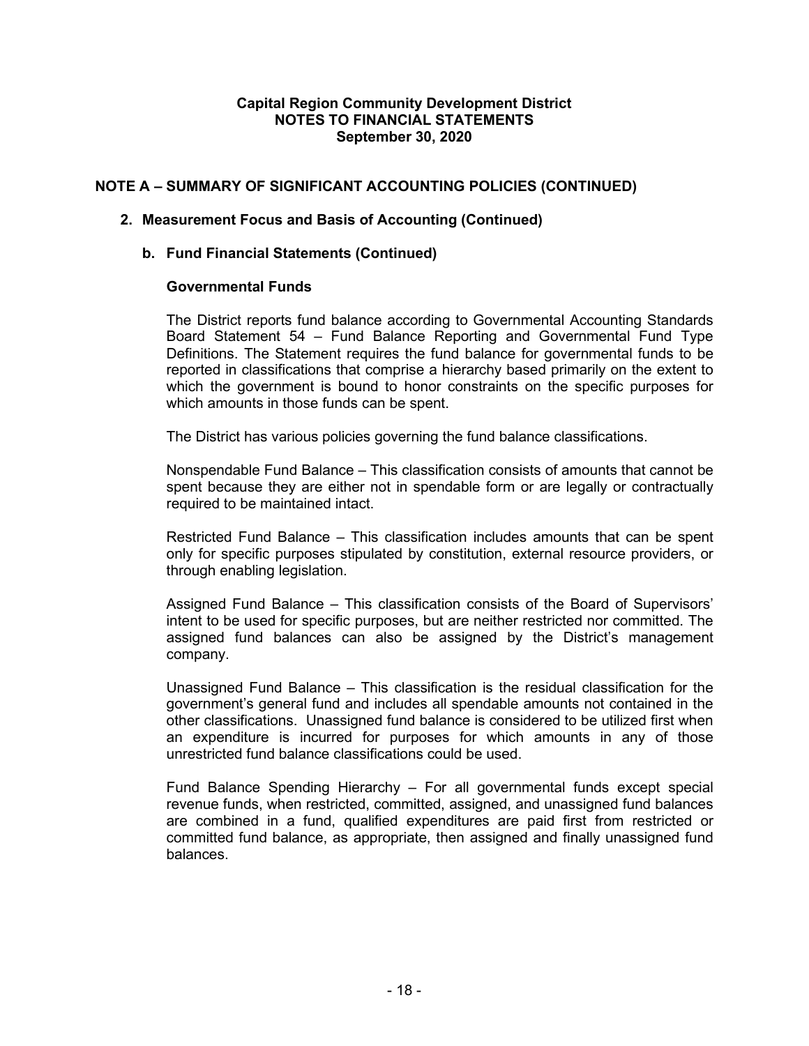**Capital Region Community Development District**
**NOTES TO FINANCIAL STATEMENTS**
**September 30, 2020**

## NOTE A – SUMMARY OF SIGNIFICANT ACCOUNTING POLICIES (CONTINUED)

### 2. Measurement Focus and Basis of Accounting (Continued)

#### b. Fund Financial Statements (Continued)

**Governmental Funds**

The District reports fund balance according to Governmental Accounting Standards Board Statement 54 – Fund Balance Reporting and Governmental Fund Type Definitions. The Statement requires the fund balance for governmental funds to be reported in classifications that comprise a hierarchy based primarily on the extent to which the government is bound to honor constraints on the specific purposes for which amounts in those funds can be spent.

The District has various policies governing the fund balance classifications.

Nonspendable Fund Balance – This classification consists of amounts that cannot be spent because they are either not in spendable form or are legally or contractually required to be maintained intact.

Restricted Fund Balance – This classification includes amounts that can be spent only for specific purposes stipulated by constitution, external resource providers, or through enabling legislation.

Assigned Fund Balance – This classification consists of the Board of Supervisors' intent to be used for specific purposes, but are neither restricted nor committed. The assigned fund balances can also be assigned by the District's management company.

Unassigned Fund Balance – This classification is the residual classification for the government's general fund and includes all spendable amounts not contained in the other classifications. Unassigned fund balance is considered to be utilized first when an expenditure is incurred for purposes for which amounts in any of those unrestricted fund balance classifications could be used.

Fund Balance Spending Hierarchy – For all governmental funds except special revenue funds, when restricted, committed, assigned, and unassigned fund balances are combined in a fund, qualified expenditures are paid first from restricted or committed fund balance, as appropriate, then assigned and finally unassigned fund balances.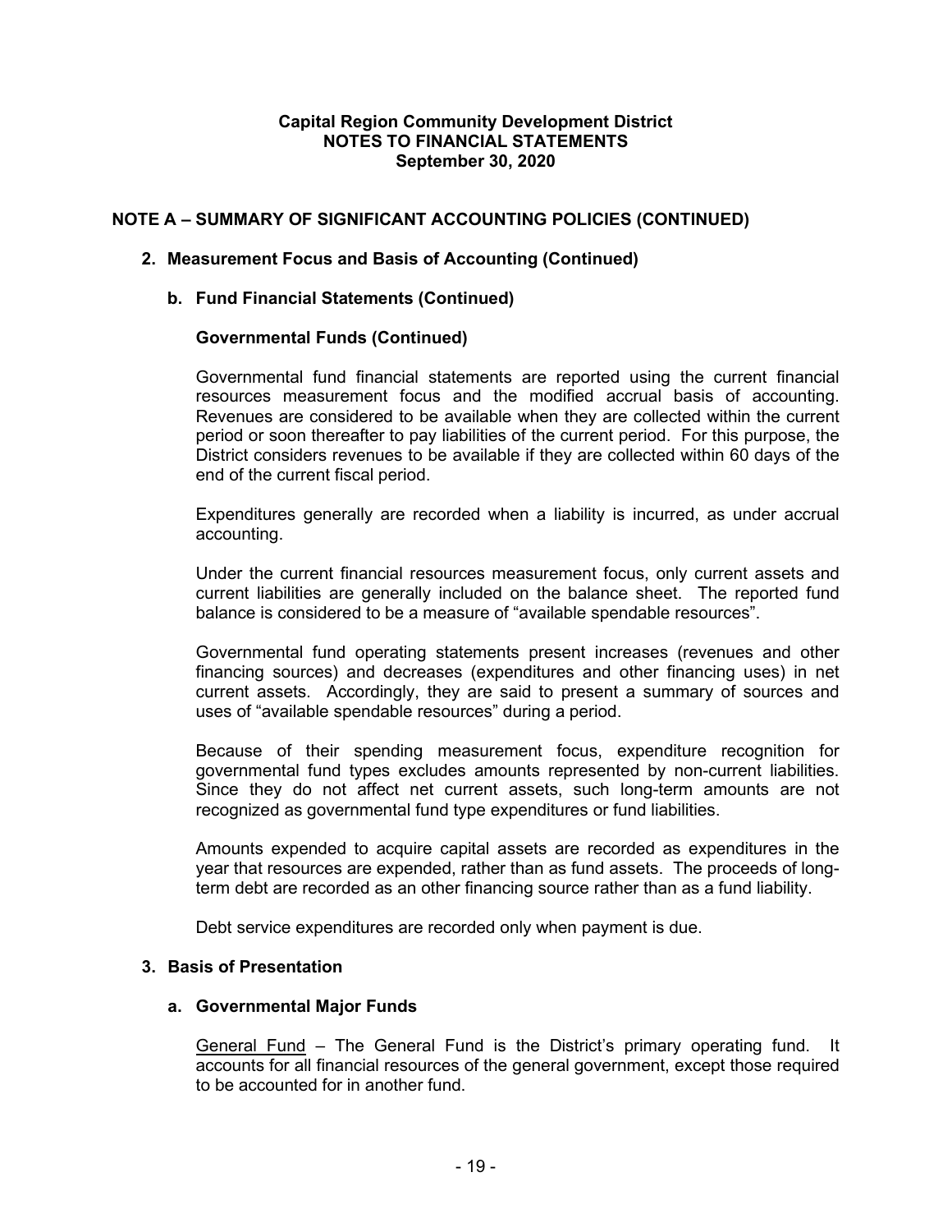**Capital Region Community Development District**
**NOTES TO FINANCIAL STATEMENTS**
**September 30, 2020**

## NOTE A – SUMMARY OF SIGNIFICANT ACCOUNTING POLICIES (CONTINUED)

### 2. Measurement Focus and Basis of Accounting (Continued)

#### b. Fund Financial Statements (Continued)

**Governmental Funds (Continued)**

Governmental fund financial statements are reported using the current financial resources measurement focus and the modified accrual basis of accounting. Revenues are considered to be available when they are collected within the current period or soon thereafter to pay liabilities of the current period. For this purpose, the District considers revenues to be available if they are collected within 60 days of the end of the current fiscal period.

Expenditures generally are recorded when a liability is incurred, as under accrual accounting.

Under the current financial resources measurement focus, only current assets and current liabilities are generally included on the balance sheet. The reported fund balance is considered to be a measure of "available spendable resources".

Governmental fund operating statements present increases (revenues and other financing sources) and decreases (expenditures and other financing uses) in net current assets. Accordingly, they are said to present a summary of sources and uses of "available spendable resources" during a period.

Because of their spending measurement focus, expenditure recognition for governmental fund types excludes amounts represented by non-current liabilities. Since they do not affect net current assets, such long-term amounts are not recognized as governmental fund type expenditures or fund liabilities.

Amounts expended to acquire capital assets are recorded as expenditures in the year that resources are expended, rather than as fund assets. The proceeds of long-term debt are recorded as an other financing source rather than as a fund liability.

Debt service expenditures are recorded only when payment is due.

### 3. Basis of Presentation

#### a. Governmental Major Funds

General Fund – The General Fund is the District's primary operating fund. It accounts for all financial resources of the general government, except those required to be accounted for in another fund.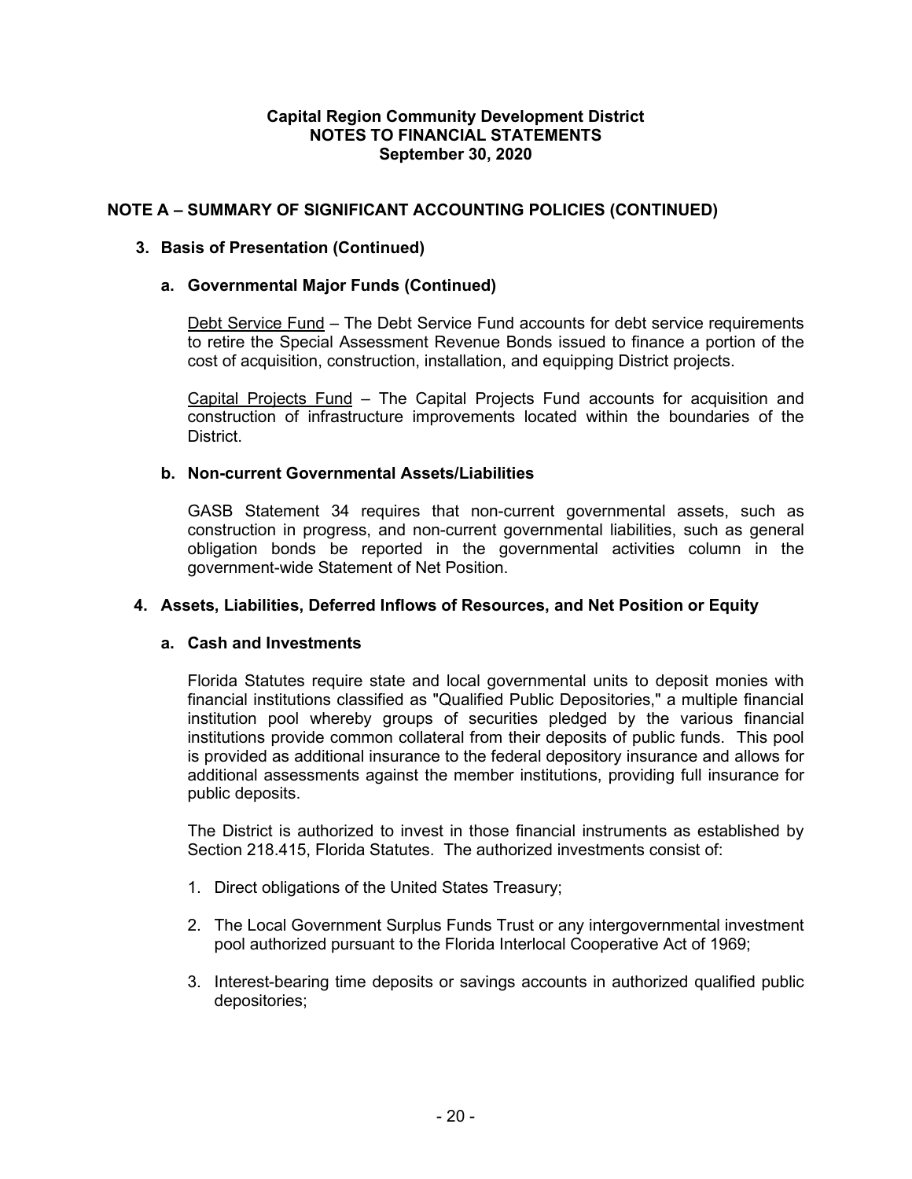**Capital Region Community Development District**
**NOTES TO FINANCIAL STATEMENTS**
**September 30, 2020**

## NOTE A – SUMMARY OF SIGNIFICANT ACCOUNTING POLICIES (CONTINUED)

### 3. Basis of Presentation (Continued)

#### a. Governmental Major Funds (Continued)

Debt Service Fund – The Debt Service Fund accounts for debt service requirements to retire the Special Assessment Revenue Bonds issued to finance a portion of the cost of acquisition, construction, installation, and equipping District projects.

Capital Projects Fund – The Capital Projects Fund accounts for acquisition and construction of infrastructure improvements located within the boundaries of the District.

#### b. Non-current Governmental Assets/Liabilities

GASB Statement 34 requires that non-current governmental assets, such as construction in progress, and non-current governmental liabilities, such as general obligation bonds be reported in the governmental activities column in the government-wide Statement of Net Position.

### 4. Assets, Liabilities, Deferred Inflows of Resources, and Net Position or Equity

#### a. Cash and Investments

Florida Statutes require state and local governmental units to deposit monies with financial institutions classified as "Qualified Public Depositories," a multiple financial institution pool whereby groups of securities pledged by the various financial institutions provide common collateral from their deposits of public funds. This pool is provided as additional insurance to the federal depository insurance and allows for additional assessments against the member institutions, providing full insurance for public deposits.

The District is authorized to invest in those financial instruments as established by Section 218.415, Florida Statutes. The authorized investments consist of:

1. Direct obligations of the United States Treasury;
2. The Local Government Surplus Funds Trust or any intergovernmental investment pool authorized pursuant to the Florida Interlocal Cooperative Act of 1969;
3. Interest-bearing time deposits or savings accounts in authorized qualified public depositories;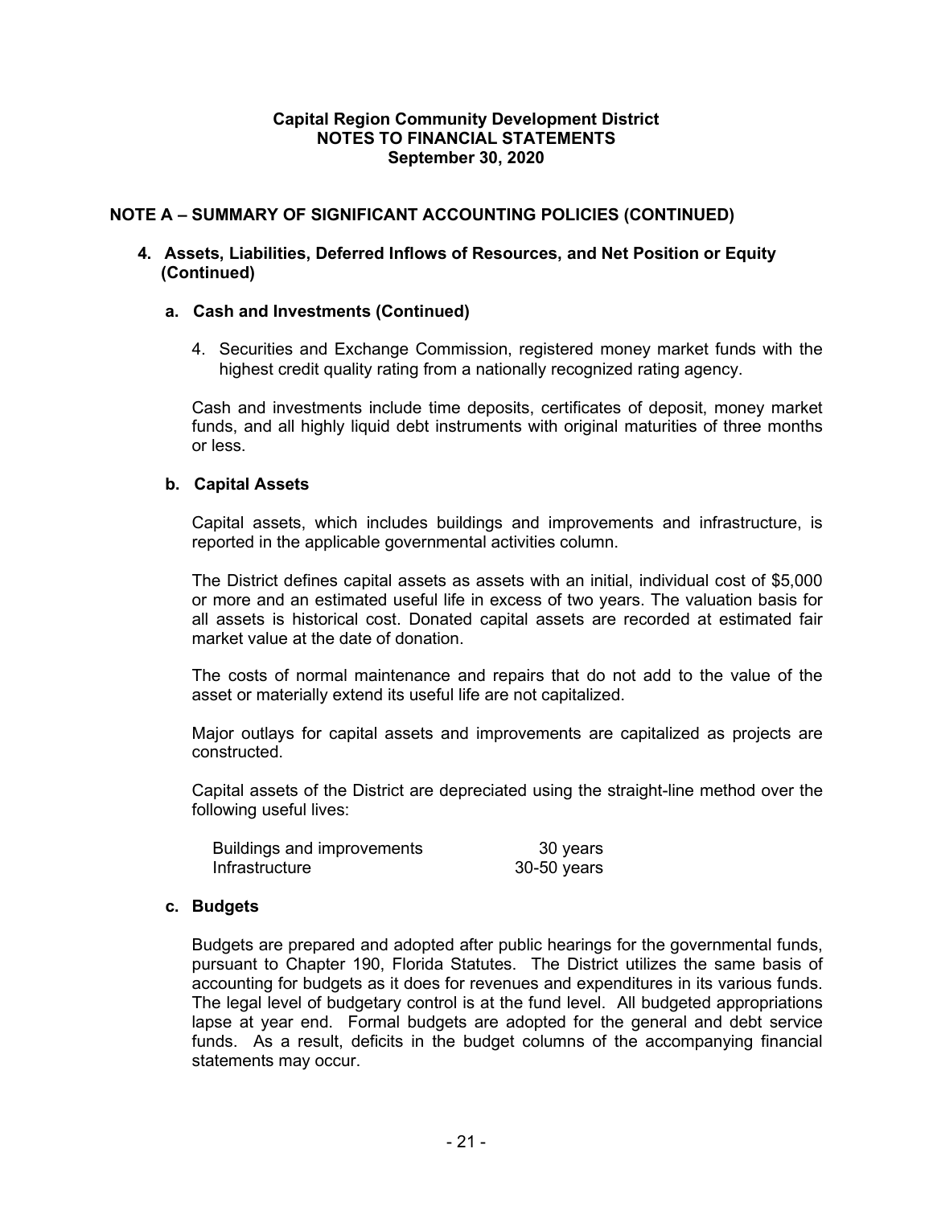**Capital Region Community Development District**
**NOTES TO FINANCIAL STATEMENTS**
**September 30, 2020**

## NOTE A – SUMMARY OF SIGNIFICANT ACCOUNTING POLICIES (CONTINUED)

### 4. Assets, Liabilities, Deferred Inflows of Resources, and Net Position or Equity (Continued)

#### a. Cash and Investments (Continued)

4. Securities and Exchange Commission, registered money market funds with the highest credit quality rating from a nationally recognized rating agency.

Cash and investments include time deposits, certificates of deposit, money market funds, and all highly liquid debt instruments with original maturities of three months or less.

#### b. Capital Assets

Capital assets, which includes buildings and improvements and infrastructure, is reported in the applicable governmental activities column.

The District defines capital assets as assets with an initial, individual cost of $5,000 or more and an estimated useful life in excess of two years. The valuation basis for all assets is historical cost. Donated capital assets are recorded at estimated fair market value at the date of donation.

The costs of normal maintenance and repairs that do not add to the value of the asset or materially extend its useful life are not capitalized.

Major outlays for capital assets and improvements are capitalized as projects are constructed.

Capital assets of the District are depreciated using the straight-line method over the following useful lives:

| | |
|---|---|
| Buildings and improvements | 30 years |
| Infrastructure | 30-50 years |

#### c. Budgets

Budgets are prepared and adopted after public hearings for the governmental funds, pursuant to Chapter 190, Florida Statutes. The District utilizes the same basis of accounting for budgets as it does for revenues and expenditures in its various funds. The legal level of budgetary control is at the fund level. All budgeted appropriations lapse at year end. Formal budgets are adopted for the general and debt service funds. As a result, deficits in the budget columns of the accompanying financial statements may occur.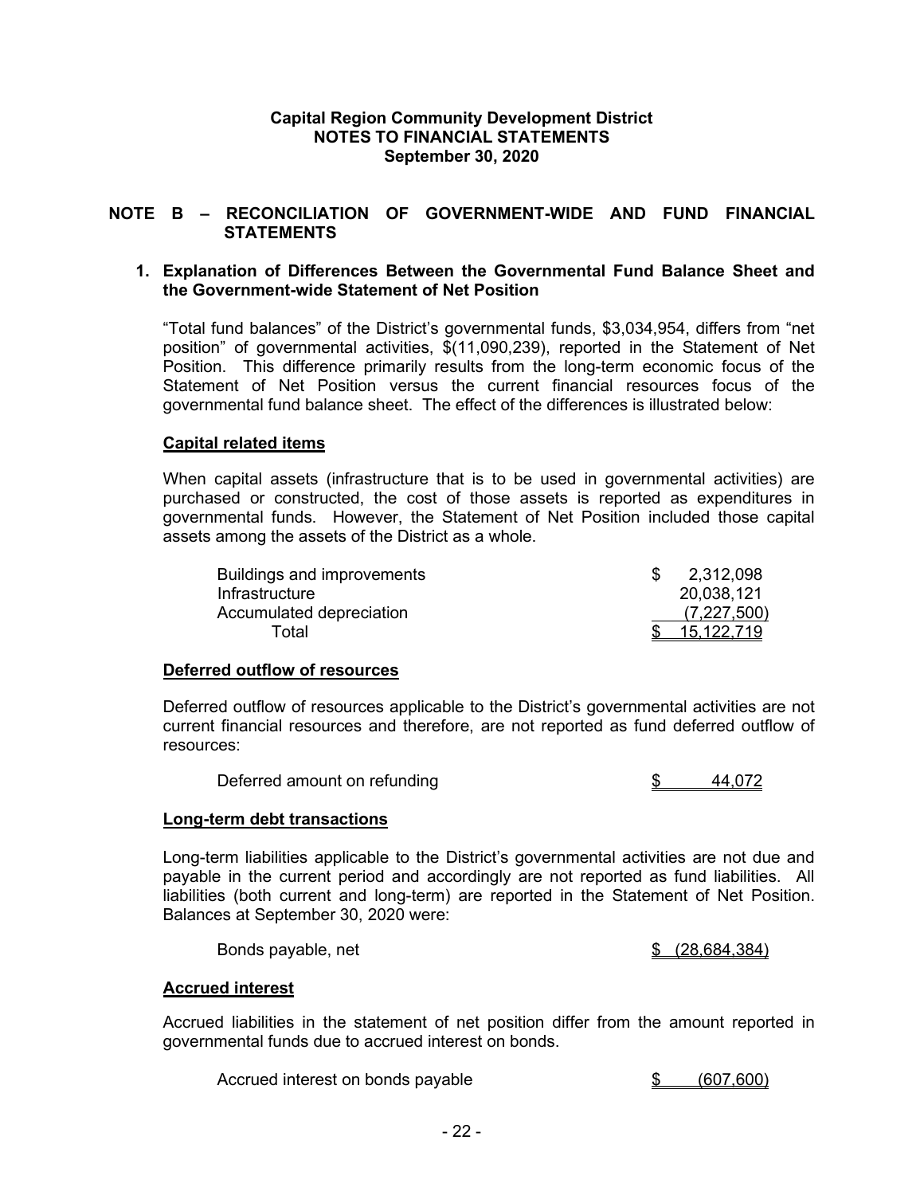**Capital Region Community Development District**
**NOTES TO FINANCIAL STATEMENTS**
**September 30, 2020**

## NOTE B – RECONCILIATION OF GOVERNMENT-WIDE AND FUND FINANCIAL STATEMENTS

### 1. Explanation of Differences Between the Governmental Fund Balance Sheet and the Government-wide Statement of Net Position

"Total fund balances" of the District's governmental funds, $3,034,954, differs from "net position" of governmental activities, $(11,090,239), reported in the Statement of Net Position. This difference primarily results from the long-term economic focus of the Statement of Net Position versus the current financial resources focus of the governmental fund balance sheet. The effect of the differences is illustrated below:

**Capital related items**

When capital assets (infrastructure that is to be used in governmental activities) are purchased or constructed, the cost of those assets is reported as expenditures in governmental funds. However, the Statement of Net Position included those capital assets among the assets of the District as a whole.

| | |
|---|---|
| Buildings and improvements | $ 2,312,098 |
| Infrastructure | 20,038,121 |
| Accumulated depreciation | (7,227,500) |
| Total | $ 15,122,719 |

**Deferred outflow of resources**

Deferred outflow of resources applicable to the District's governmental activities are not current financial resources and therefore, are not reported as fund deferred outflow of resources:

| | |
|---|---|
| Deferred amount on refunding | $ 44,072 |

**Long-term debt transactions**

Long-term liabilities applicable to the District's governmental activities are not due and payable in the current period and accordingly are not reported as fund liabilities. All liabilities (both current and long-term) are reported in the Statement of Net Position. Balances at September 30, 2020 were:

| | |
|---|---|
| Bonds payable, net | $ (28,684,384) |

**Accrued interest**

Accrued liabilities in the statement of net position differ from the amount reported in governmental funds due to accrued interest on bonds.

| | |
|---|---|
| Accrued interest on bonds payable | $ (607,600) |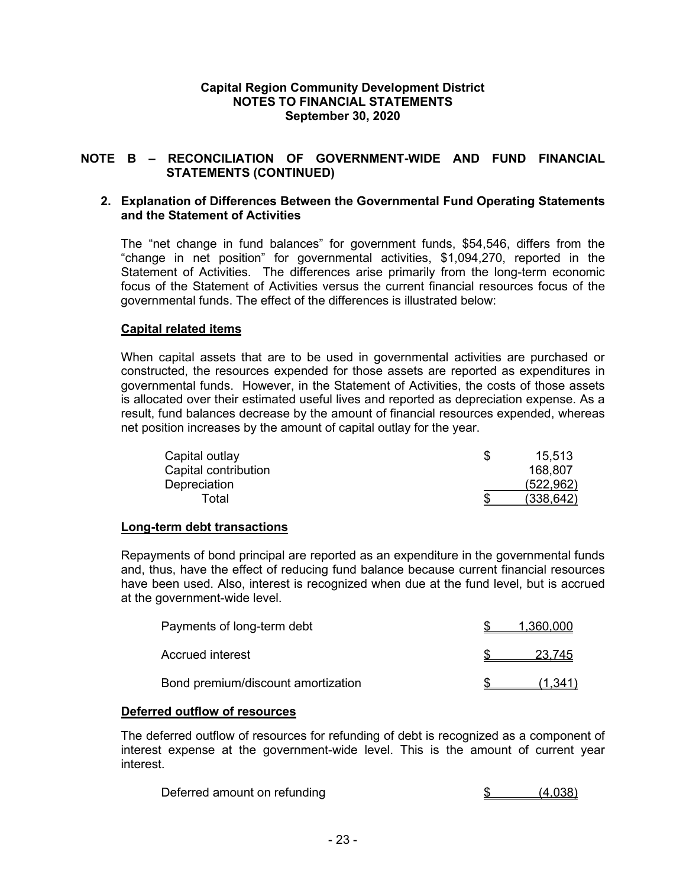**Capital Region Community Development District**
**NOTES TO FINANCIAL STATEMENTS**
**September 30, 2020**

## NOTE B – RECONCILIATION OF GOVERNMENT-WIDE AND FUND FINANCIAL STATEMENTS (CONTINUED)

### 2. Explanation of Differences Between the Governmental Fund Operating Statements and the Statement of Activities

The "net change in fund balances" for government funds, $54,546, differs from the "change in net position" for governmental activities, $1,094,270, reported in the Statement of Activities. The differences arise primarily from the long-term economic focus of the Statement of Activities versus the current financial resources focus of the governmental funds. The effect of the differences is illustrated below:

**Capital related items**

When capital assets that are to be used in governmental activities are purchased or constructed, the resources expended for those assets are reported as expenditures in governmental funds. However, in the Statement of Activities, the costs of those assets is allocated over their estimated useful lives and reported as depreciation expense. As a result, fund balances decrease by the amount of financial resources expended, whereas net position increases by the amount of capital outlay for the year.

| | |
|---|---|
| Capital outlay | $ 15,513 |
| Capital contribution | 168,807 |
| Depreciation | (522,962) |
| Total | $ (338,642) |

**Long-term debt transactions**

Repayments of bond principal are reported as an expenditure in the governmental funds and, thus, have the effect of reducing fund balance because current financial resources have been used. Also, interest is recognized when due at the fund level, but is accrued at the government-wide level.

| | |
|---|---|
| Payments of long-term debt | $ 1,360,000 |
| Accrued interest | $ 23,745 |
| Bond premium/discount amortization | $ (1,341) |

**Deferred outflow of resources**

The deferred outflow of resources for refunding of debt is recognized as a component of interest expense at the government-wide level. This is the amount of current year interest.

| | |
|---|---|
| Deferred amount on refunding | $ (4,038) |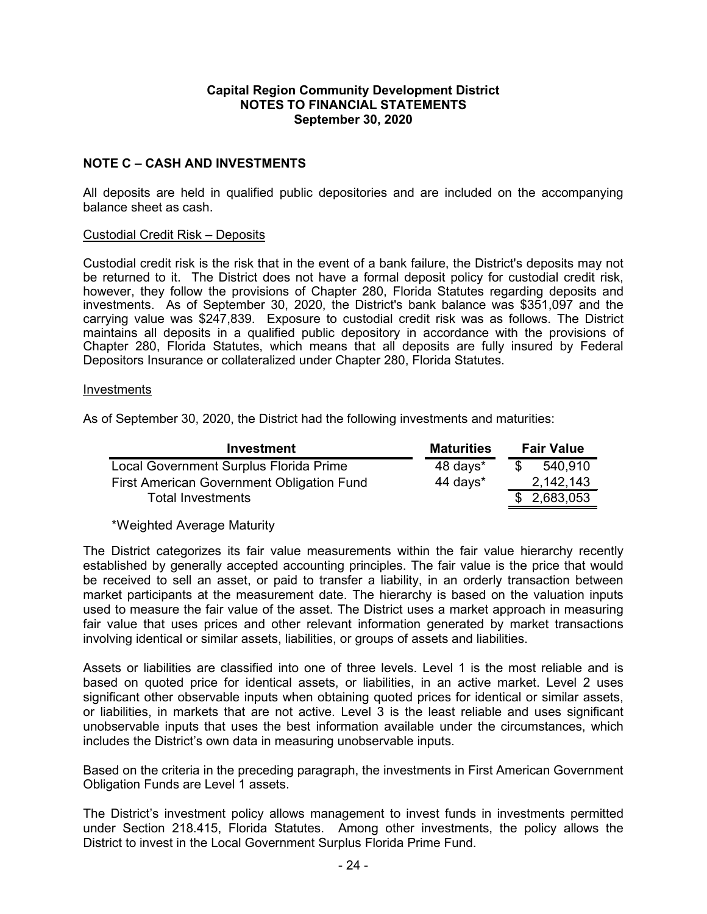**Capital Region Community Development District**
**NOTES TO FINANCIAL STATEMENTS**
**September 30, 2020**

## NOTE C – CASH AND INVESTMENTS

All deposits are held in qualified public depositories and are included on the accompanying balance sheet as cash.

### Custodial Credit Risk – Deposits

Custodial credit risk is the risk that in the event of a bank failure, the District's deposits may not be returned to it. The District does not have a formal deposit policy for custodial credit risk, however, they follow the provisions of Chapter 280, Florida Statutes regarding deposits and investments. As of September 30, 2020, the District's bank balance was $351,097 and the carrying value was $247,839. Exposure to custodial credit risk was as follows. The District maintains all deposits in a qualified public depository in accordance with the provisions of Chapter 280, Florida Statutes, which means that all deposits are fully insured by Federal Depositors Insurance or collateralized under Chapter 280, Florida Statutes.

### Investments

As of September 30, 2020, the District had the following investments and maturities:

| Investment | Maturities | Fair Value |
|---|---|---|
| Local Government Surplus Florida Prime | 48 days* | $ 540,910 |
| First American Government Obligation Fund | 44 days* | 2,142,143 |
| Total Investments | | $ 2,683,053 |

*Weighted Average Maturity

The District categorizes its fair value measurements within the fair value hierarchy recently established by generally accepted accounting principles. The fair value is the price that would be received to sell an asset, or paid to transfer a liability, in an orderly transaction between market participants at the measurement date. The hierarchy is based on the valuation inputs used to measure the fair value of the asset. The District uses a market approach in measuring fair value that uses prices and other relevant information generated by market transactions involving identical or similar assets, liabilities, or groups of assets and liabilities.

Assets or liabilities are classified into one of three levels. Level 1 is the most reliable and is based on quoted price for identical assets, or liabilities, in an active market. Level 2 uses significant other observable inputs when obtaining quoted prices for identical or similar assets, or liabilities, in markets that are not active. Level 3 is the least reliable and uses significant unobservable inputs that uses the best information available under the circumstances, which includes the District's own data in measuring unobservable inputs.

Based on the criteria in the preceding paragraph, the investments in First American Government Obligation Funds are Level 1 assets.

The District's investment policy allows management to invest funds in investments permitted under Section 218.415, Florida Statutes. Among other investments, the policy allows the District to invest in the Local Government Surplus Florida Prime Fund.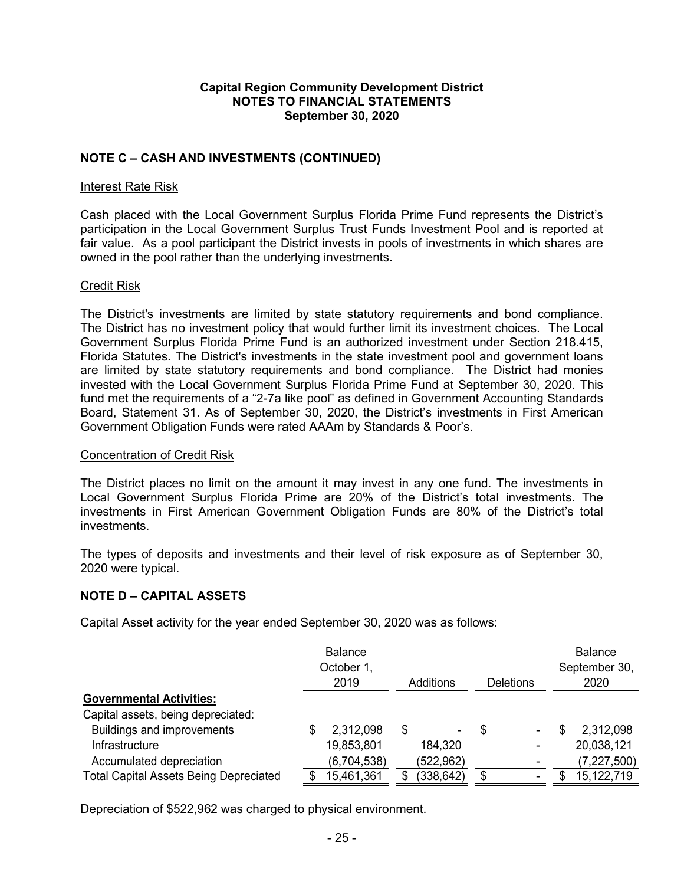# Capital Region Community Development District
## NOTES TO FINANCIAL STATEMENTS
### September 30, 2020

**NOTE C – CASH AND INVESTMENTS (CONTINUED)**

Interest Rate Risk

Cash placed with the Local Government Surplus Florida Prime Fund represents the District's participation in the Local Government Surplus Trust Funds Investment Pool and is reported at fair value. As a pool participant the District invests in pools of investments in which shares are owned in the pool rather than the underlying investments.

Credit Risk

The District's investments are limited by state statutory requirements and bond compliance. The District has no investment policy that would further limit its investment choices. The Local Government Surplus Florida Prime Fund is an authorized investment under Section 218.415, Florida Statutes. The District's investments in the state investment pool and government loans are limited by state statutory requirements and bond compliance. The District had monies invested with the Local Government Surplus Florida Prime Fund at September 30, 2020. This fund met the requirements of a "2-7a like pool" as defined in Government Accounting Standards Board, Statement 31. As of September 30, 2020, the District's investments in First American Government Obligation Funds were rated AAAm by Standards & Poor's.

Concentration of Credit Risk

The District places no limit on the amount it may invest in any one fund. The investments in Local Government Surplus Florida Prime are 20% of the District's total investments. The investments in First American Government Obligation Funds are 80% of the District's total investments.

The types of deposits and investments and their level of risk exposure as of September 30, 2020 were typical.

**NOTE D – CAPITAL ASSETS**

Capital Asset activity for the year ended September 30, 2020 was as follows:

| | Balance October 1, 2019 | Additions | Deletions | Balance September 30, 2020 |
|---|---|---|---|---|
| **Governmental Activities:** | | | | |
| Capital assets, being depreciated: | | | | |
| Buildings and improvements | $ 2,312,098 | $ - | $ - | $ 2,312,098 |
| Infrastructure | 19,853,801 | 184,320 | - | 20,038,121 |
| Accumulated depreciation | (6,704,538) | (522,962) | - | (7,227,500) |
| Total Capital Assets Being Depreciated | $ 15,461,361 | $ (338,642) | $ - | $ 15,122,719 |

Depreciation of $522,962 was charged to physical environment.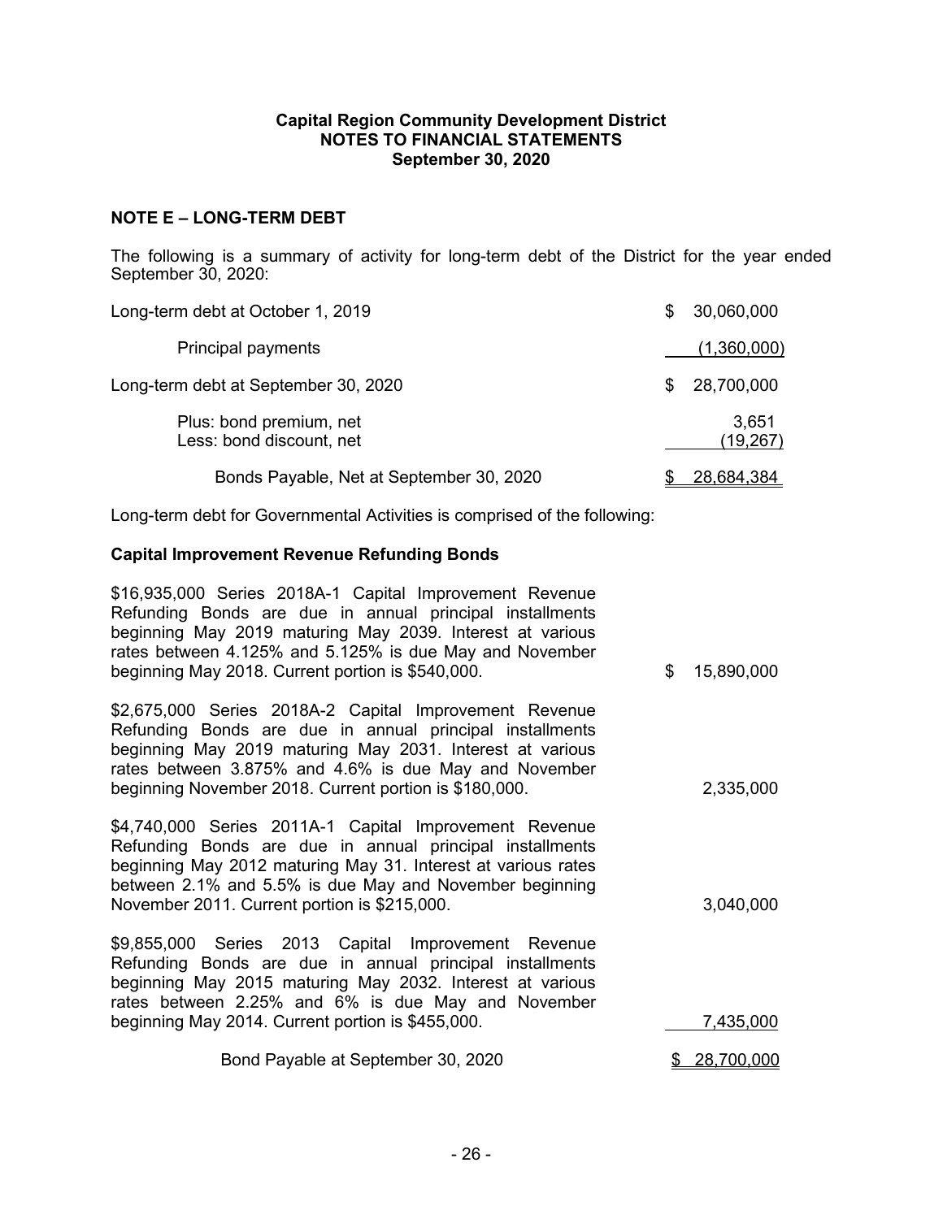**Capital Region Community Development District**
**NOTES TO FINANCIAL STATEMENTS**
**September 30, 2020**

## NOTE E – LONG-TERM DEBT

The following is a summary of activity for long-term debt of the District for the year ended September 30, 2020:

| | |
|---|---|
| Long-term debt at October 1, 2019 | $ 30,060,000 |
| Principal payments | (1,360,000) |
| Long-term debt at September 30, 2020 | $ 28,700,000 |
| Plus: bond premium, net | 3,651 |
| Less: bond discount, net | (19,267) |
| Bonds Payable, Net at September 30, 2020 | $ 28,684,384 |

Long-term debt for Governmental Activities is comprised of the following:

### Capital Improvement Revenue Refunding Bonds

| | |
|---|---|
| $16,935,000 Series 2018A-1 Capital Improvement Revenue Refunding Bonds are due in annual principal installments beginning May 2019 maturing May 2039. Interest at various rates between 4.125% and 5.125% is due May and November beginning May 2018. Current portion is $540,000. | $ 15,890,000 |
| $2,675,000 Series 2018A-2 Capital Improvement Revenue Refunding Bonds are due in annual principal installments beginning May 2019 maturing May 2031. Interest at various rates between 3.875% and 4.6% is due May and November beginning November 2018. Current portion is $180,000. | 2,335,000 |
| $4,740,000 Series 2011A-1 Capital Improvement Revenue Refunding Bonds are due in annual principal installments beginning May 2012 maturing May 31. Interest at various rates between 2.1% and 5.5% is due May and November beginning November 2011. Current portion is $215,000. | 3,040,000 |
| $9,855,000 Series 2013 Capital Improvement Revenue Refunding Bonds are due in annual principal installments beginning May 2015 maturing May 2032. Interest at various rates between 2.25% and 6% is due May and November beginning May 2014. Current portion is $455,000. | 7,435,000 |
| Bond Payable at September 30, 2020 | $ 28,700,000 |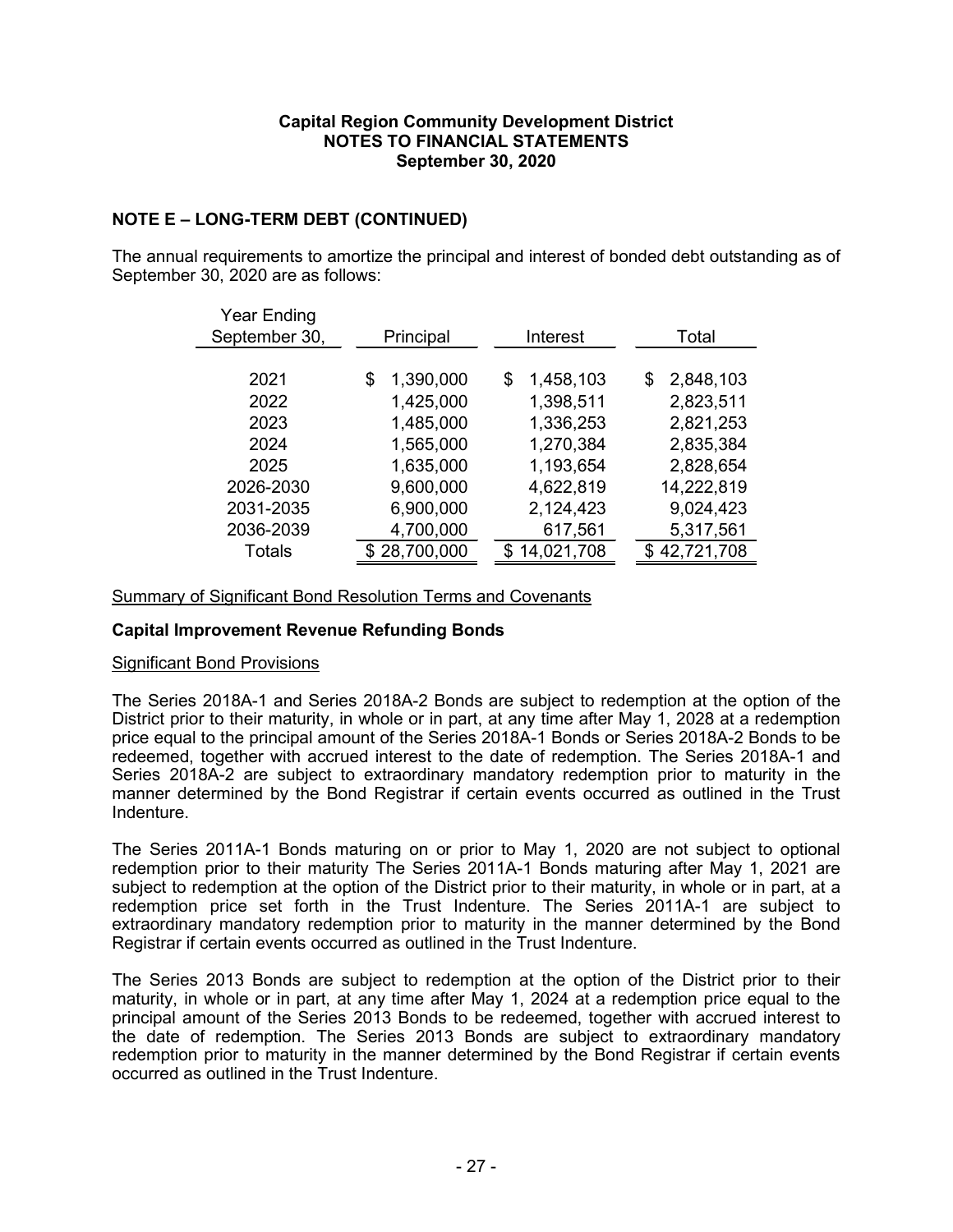**Capital Region Community Development District**
**NOTES TO FINANCIAL STATEMENTS**
**September 30, 2020**

## NOTE E – LONG-TERM DEBT (CONTINUED)

The annual requirements to amortize the principal and interest of bonded debt outstanding as of September 30, 2020 are as follows:

| Year Ending September 30, | Principal | Interest | Total |
|---|---|---|---|
| 2021 | $ 1,390,000 | $ 1,458,103 | $ 2,848,103 |
| 2022 | 1,425,000 | 1,398,511 | 2,823,511 |
| 2023 | 1,485,000 | 1,336,253 | 2,821,253 |
| 2024 | 1,565,000 | 1,270,384 | 2,835,384 |
| 2025 | 1,635,000 | 1,193,654 | 2,828,654 |
| 2026-2030 | 9,600,000 | 4,622,819 | 14,222,819 |
| 2031-2035 | 6,900,000 | 2,124,423 | 9,024,423 |
| 2036-2039 | 4,700,000 | 617,561 | 5,317,561 |
| Totals | $ 28,700,000 | $ 14,021,708 | $ 42,721,708 |

Summary of Significant Bond Resolution Terms and Covenants

### Capital Improvement Revenue Refunding Bonds

Significant Bond Provisions

The Series 2018A-1 and Series 2018A-2 Bonds are subject to redemption at the option of the District prior to their maturity, in whole or in part, at any time after May 1, 2028 at a redemption price equal to the principal amount of the Series 2018A-1 Bonds or Series 2018A-2 Bonds to be redeemed, together with accrued interest to the date of redemption. The Series 2018A-1 and Series 2018A-2 are subject to extraordinary mandatory redemption prior to maturity in the manner determined by the Bond Registrar if certain events occurred as outlined in the Trust Indenture.

The Series 2011A-1 Bonds maturing on or prior to May 1, 2020 are not subject to optional redemption prior to their maturity The Series 2011A-1 Bonds maturing after May 1, 2021 are subject to redemption at the option of the District prior to their maturity, in whole or in part, at a redemption price set forth in the Trust Indenture. The Series 2011A-1 are subject to extraordinary mandatory redemption prior to maturity in the manner determined by the Bond Registrar if certain events occurred as outlined in the Trust Indenture.

The Series 2013 Bonds are subject to redemption at the option of the District prior to their maturity, in whole or in part, at any time after May 1, 2024 at a redemption price equal to the principal amount of the Series 2013 Bonds to be redeemed, together with accrued interest to the date of redemption. The Series 2013 Bonds are subject to extraordinary mandatory redemption prior to maturity in the manner determined by the Bond Registrar if certain events occurred as outlined in the Trust Indenture.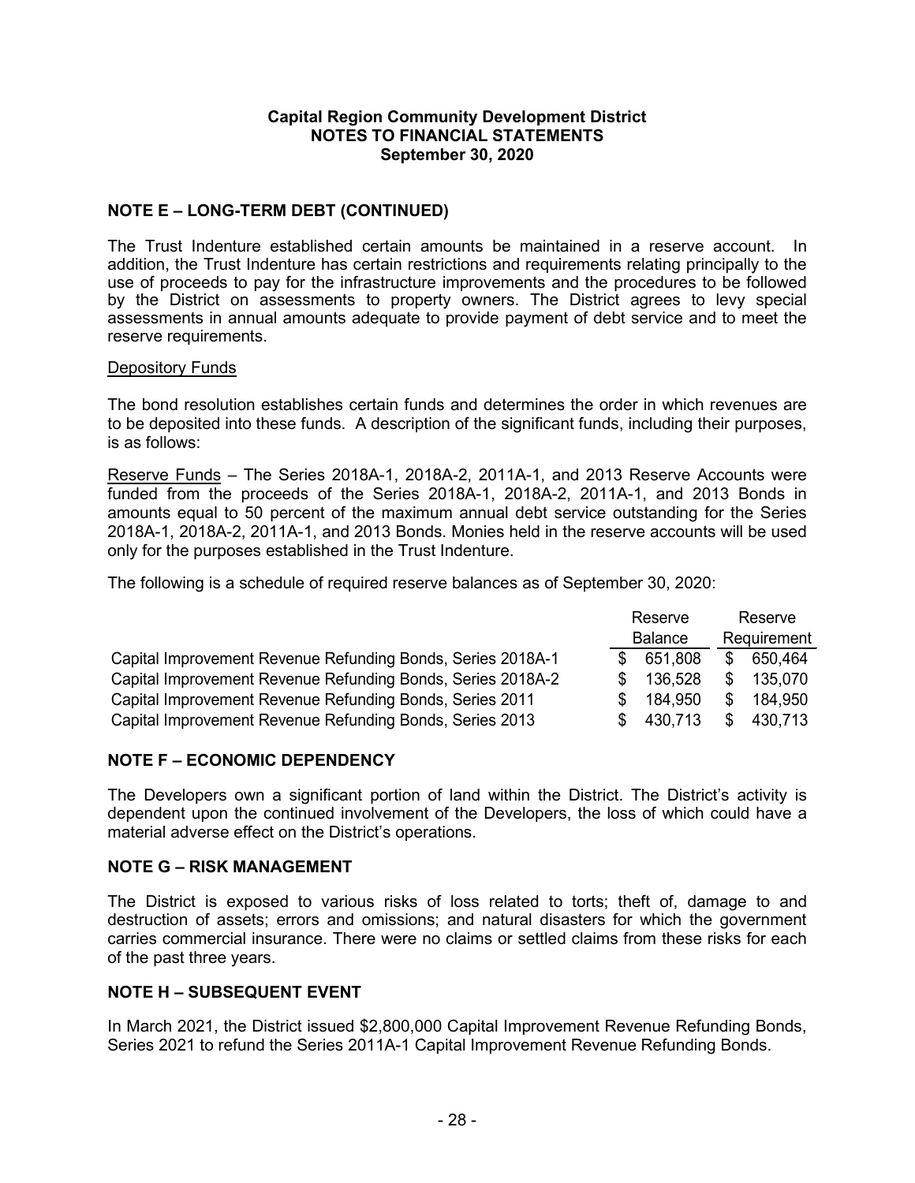**Capital Region Community Development District**
**NOTES TO FINANCIAL STATEMENTS**
**September 30, 2020**

## NOTE E – LONG-TERM DEBT (CONTINUED)

The Trust Indenture established certain amounts be maintained in a reserve account. In addition, the Trust Indenture has certain restrictions and requirements relating principally to the use of proceeds to pay for the infrastructure improvements and the procedures to be followed by the District on assessments to property owners. The District agrees to levy special assessments in annual amounts adequate to provide payment of debt service and to meet the reserve requirements.

Depository Funds

The bond resolution establishes certain funds and determines the order in which revenues are to be deposited into these funds. A description of the significant funds, including their purposes, is as follows:

Reserve Funds – The Series 2018A-1, 2018A-2, 2011A-1, and 2013 Reserve Accounts were funded from the proceeds of the Series 2018A-1, 2018A-2, 2011A-1, and 2013 Bonds in amounts equal to 50 percent of the maximum annual debt service outstanding for the Series 2018A-1, 2018A-2, 2011A-1, and 2013 Bonds. Monies held in the reserve accounts will be used only for the purposes established in the Trust Indenture.

The following is a schedule of required reserve balances as of September 30, 2020:

| | Reserve Balance | Reserve Requirement |
|---|---|---|
| Capital Improvement Revenue Refunding Bonds, Series 2018A-1 | $ 651,808 | $ 650,464 |
| Capital Improvement Revenue Refunding Bonds, Series 2018A-2 | $ 136,528 | $ 135,070 |
| Capital Improvement Revenue Refunding Bonds, Series 2011 | $ 184,950 | $ 184,950 |
| Capital Improvement Revenue Refunding Bonds, Series 2013 | $ 430,713 | $ 430,713 |

## NOTE F – ECONOMIC DEPENDENCY

The Developers own a significant portion of land within the District. The District's activity is dependent upon the continued involvement of the Developers, the loss of which could have a material adverse effect on the District's operations.

## NOTE G – RISK MANAGEMENT

The District is exposed to various risks of loss related to torts; theft of, damage to and destruction of assets; errors and omissions; and natural disasters for which the government carries commercial insurance. There were no claims or settled claims from these risks for each of the past three years.

## NOTE H – SUBSEQUENT EVENT

In March 2021, the District issued $2,800,000 Capital Improvement Revenue Refunding Bonds, Series 2021 to refund the Series 2011A-1 Capital Improvement Revenue Refunding Bonds.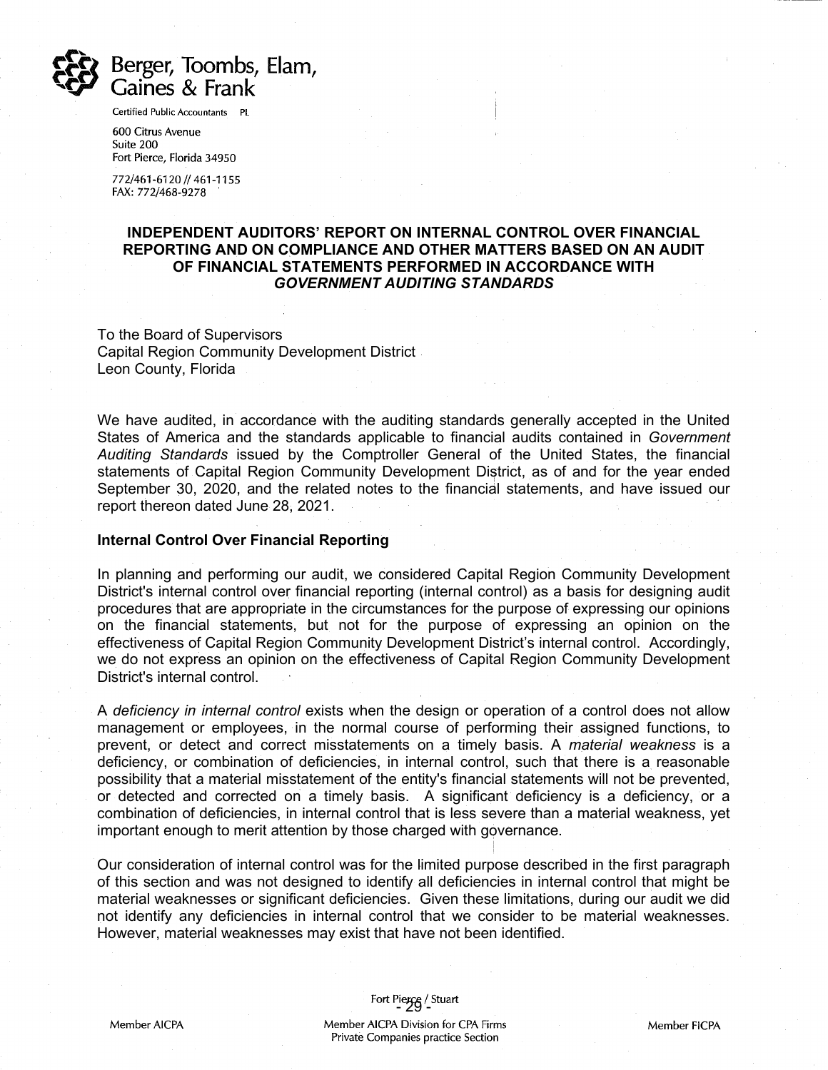Berger, Toombs, Elam, Gaines & Frank

Certified Public Accountants PL

600 Citrus Avenue
Suite 200
Fort Pierce, Florida 34950

772/461-6120 // 461-1155
FAX: 772/468-9278

## INDEPENDENT AUDITORS' REPORT ON INTERNAL CONTROL OVER FINANCIAL REPORTING AND ON COMPLIANCE AND OTHER MATTERS BASED ON AN AUDIT OF FINANCIAL STATEMENTS PERFORMED IN ACCORDANCE WITH *GOVERNMENT AUDITING STANDARDS*

To the Board of Supervisors
Capital Region Community Development District
Leon County, Florida

We have audited, in accordance with the auditing standards generally accepted in the United States of America and the standards applicable to financial audits contained in *Government Auditing Standards* issued by the Comptroller General of the United States, the financial statements of Capital Region Community Development District, as of and for the year ended September 30, 2020, and the related notes to the financial statements, and have issued our report thereon dated June 28, 2021.

**Internal Control Over Financial Reporting**

In planning and performing our audit, we considered Capital Region Community Development District's internal control over financial reporting (internal control) as a basis for designing audit procedures that are appropriate in the circumstances for the purpose of expressing our opinions on the financial statements, but not for the purpose of expressing an opinion on the effectiveness of Capital Region Community Development District's internal control. Accordingly, we do not express an opinion on the effectiveness of Capital Region Community Development District's internal control.

A *deficiency in internal control* exists when the design or operation of a control does not allow management or employees, in the normal course of performing their assigned functions, to prevent, or detect and correct misstatements on a timely basis. A *material weakness* is a deficiency, or combination of deficiencies, in internal control, such that there is a reasonable possibility that a material misstatement of the entity's financial statements will not be prevented, or detected and corrected on a timely basis. A significant deficiency is a deficiency, or a combination of deficiencies, in internal control that is less severe than a material weakness, yet important enough to merit attention by those charged with governance.

Our consideration of internal control was for the limited purpose described in the first paragraph of this section and was not designed to identify all deficiencies in internal control that might be material weaknesses or significant deficiencies. Given these limitations, during our audit we did not identify any deficiencies in internal control that we consider to be material weaknesses. However, material weaknesses may exist that have not been identified.

Fort Pierce / Stuart

Member AICPA — Member AICPA Division for CPA Firms, Private Companies practice Section — Member FICPA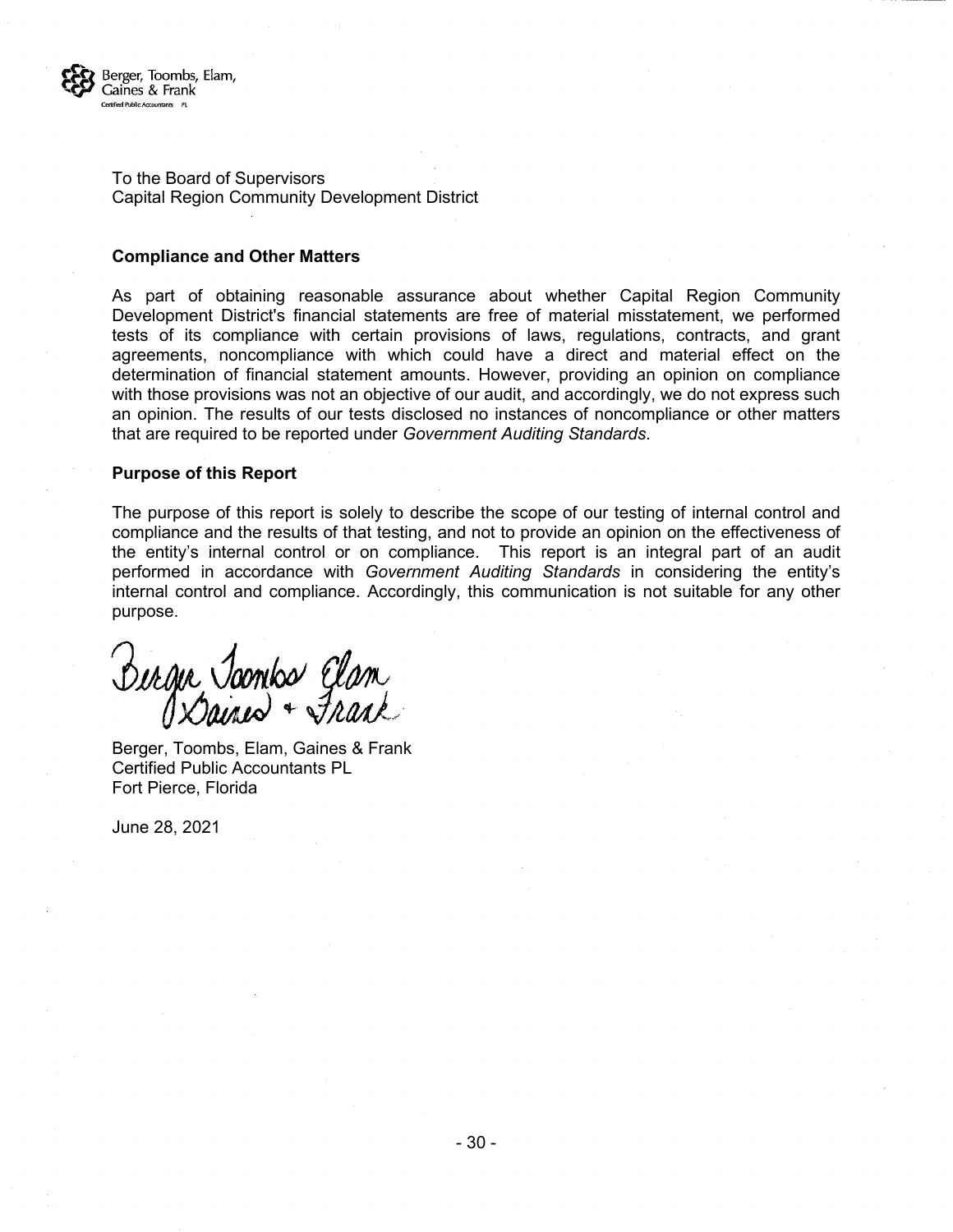Berger, Toombs, Elam, Gaines & Frank
Certified Public Accountants PL

To the Board of Supervisors
Capital Region Community Development District

**Compliance and Other Matters**

As part of obtaining reasonable assurance about whether Capital Region Community Development District's financial statements are free of material misstatement, we performed tests of its compliance with certain provisions of laws, regulations, contracts, and grant agreements, noncompliance with which could have a direct and material effect on the determination of financial statement amounts. However, providing an opinion on compliance with those provisions was not an objective of our audit, and accordingly, we do not express such an opinion. The results of our tests disclosed no instances of noncompliance or other matters that are required to be reported under *Government Auditing Standards*.

**Purpose of this Report**

The purpose of this report is solely to describe the scope of our testing of internal control and compliance and the results of that testing, and not to provide an opinion on the effectiveness of the entity's internal control or on compliance. This report is an integral part of an audit performed in accordance with *Government Auditing Standards* in considering the entity's internal control and compliance. Accordingly, this communication is not suitable for any other purpose.

Berger, Toombs, Elam, Gaines & Frank
Certified Public Accountants PL
Fort Pierce, Florida

June 28, 2021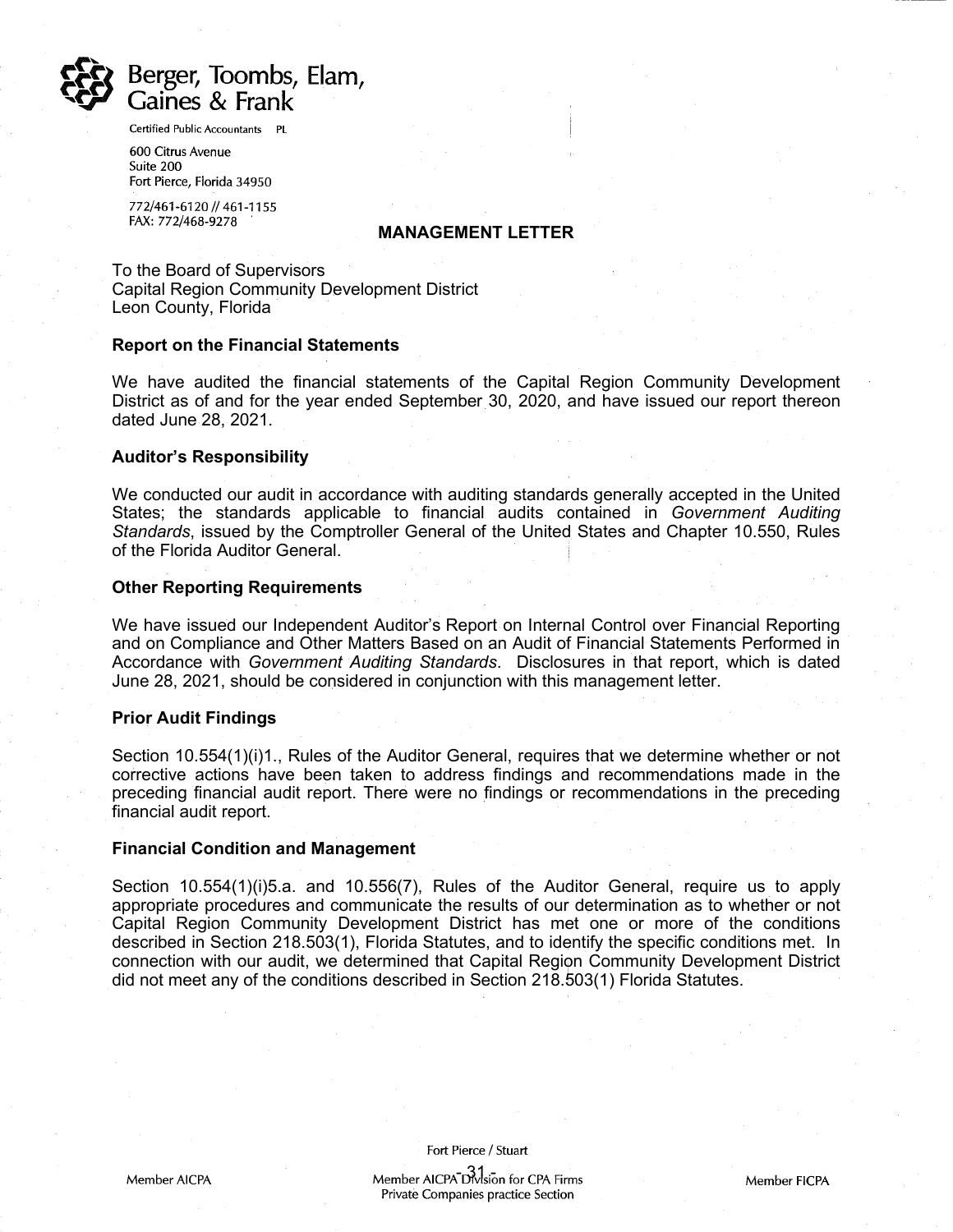Berger, Toombs, Elam, Gaines & Frank

Certified Public Accountants PL

600 Citrus Avenue
Suite 200
Fort Pierce, Florida 34950

772/461-6120 // 461-1155
FAX: 772/468-9278

# MANAGEMENT LETTER

To the Board of Supervisors
Capital Region Community Development District
Leon County, Florida

**Report on the Financial Statements**

We have audited the financial statements of the Capital Region Community Development District as of and for the year ended September 30, 2020, and have issued our report thereon dated June 28, 2021.

**Auditor's Responsibility**

We conducted our audit in accordance with auditing standards generally accepted in the United States; the standards applicable to financial audits contained in *Government Auditing Standards*, issued by the Comptroller General of the United States and Chapter 10.550, Rules of the Florida Auditor General.

**Other Reporting Requirements**

We have issued our Independent Auditor's Report on Internal Control over Financial Reporting and on Compliance and Other Matters Based on an Audit of Financial Statements Performed in Accordance with *Government Auditing Standards*. Disclosures in that report, which is dated June 28, 2021, should be considered in conjunction with this management letter.

**Prior Audit Findings**

Section 10.554(1)(i)1., Rules of the Auditor General, requires that we determine whether or not corrective actions have been taken to address findings and recommendations made in the preceding financial audit report. There were no findings or recommendations in the preceding financial audit report.

**Financial Condition and Management**

Section 10.554(1)(i)5.a. and 10.556(7), Rules of the Auditor General, require us to apply appropriate procedures and communicate the results of our determination as to whether or not Capital Region Community Development District has met one or more of the conditions described in Section 218.503(1), Florida Statutes, and to identify the specific conditions met. In connection with our audit, we determined that Capital Region Community Development District did not meet any of the conditions described in Section 218.503(1) Florida Statutes.

Fort Pierce / Stuart

Member AICPA | Member AICPA Division for CPA Firms Private Companies practice Section | Member FICPA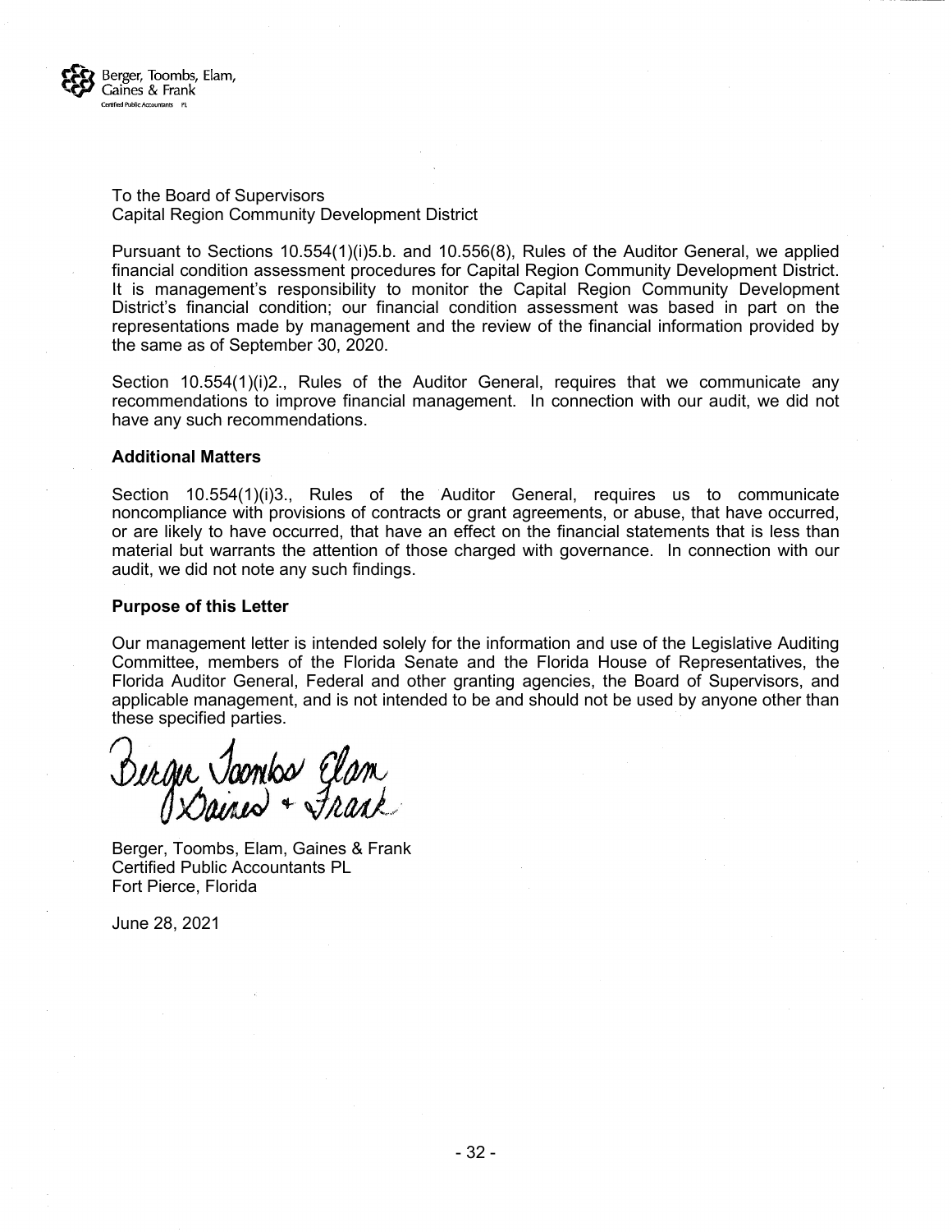Berger, Toombs, Elam, Gaines & Frank
Certified Public Accountants PL

To the Board of Supervisors
Capital Region Community Development District

Pursuant to Sections 10.554(1)(i)5.b. and 10.556(8), Rules of the Auditor General, we applied financial condition assessment procedures for Capital Region Community Development District. It is management's responsibility to monitor the Capital Region Community Development District's financial condition; our financial condition assessment was based in part on the representations made by management and the review of the financial information provided by the same as of September 30, 2020.

Section 10.554(1)(i)2., Rules of the Auditor General, requires that we communicate any recommendations to improve financial management. In connection with our audit, we did not have any such recommendations.

**Additional Matters**

Section 10.554(1)(i)3., Rules of the Auditor General, requires us to communicate noncompliance with provisions of contracts or grant agreements, or abuse, that have occurred, or are likely to have occurred, that have an effect on the financial statements that is less than material but warrants the attention of those charged with governance. In connection with our audit, we did not note any such findings.

**Purpose of this Letter**

Our management letter is intended solely for the information and use of the Legislative Auditing Committee, members of the Florida Senate and the Florida House of Representatives, the Florida Auditor General, Federal and other granting agencies, the Board of Supervisors, and applicable management, and is not intended to be and should not be used by anyone other than these specified parties.

Berger Toombs Elam Gaines + Frank

Berger, Toombs, Elam, Gaines & Frank
Certified Public Accountants PL
Fort Pierce, Florida

June 28, 2021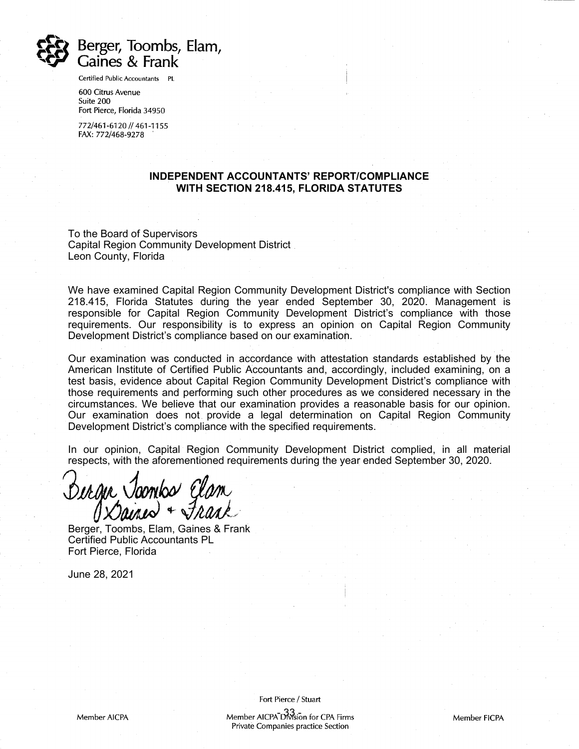Berger, Toombs, Elam, Gaines & Frank

Certified Public Accountants PL

600 Citrus Avenue
Suite 200
Fort Pierce, Florida 34950

772/461-6120 // 461-1155
FAX: 772/468-9278

## INDEPENDENT ACCOUNTANTS' REPORT/COMPLIANCE WITH SECTION 218.415, FLORIDA STATUTES

To the Board of Supervisors
Capital Region Community Development District
Leon County, Florida

We have examined Capital Region Community Development District's compliance with Section 218.415, Florida Statutes during the year ended September 30, 2020. Management is responsible for Capital Region Community Development District's compliance with those requirements. Our responsibility is to express an opinion on Capital Region Community Development District's compliance based on our examination.

Our examination was conducted in accordance with attestation standards established by the American Institute of Certified Public Accountants and, accordingly, included examining, on a test basis, evidence about Capital Region Community Development District's compliance with those requirements and performing such other procedures as we considered necessary in the circumstances. We believe that our examination provides a reasonable basis for our opinion. Our examination does not provide a legal determination on Capital Region Community Development District's compliance with the specified requirements.

In our opinion, Capital Region Community Development District complied, in all material respects, with the aforementioned requirements during the year ended September 30, 2020.

Berger Toombs Elam Gaines + Frank

Berger, Toombs, Elam, Gaines & Frank
Certified Public Accountants PL
Fort Pierce, Florida

June 28, 2021

Fort Pierce / Stuart

Member AICPA

Member AICPA Division for CPA Firms
Private Companies practice Section

Member FICPA